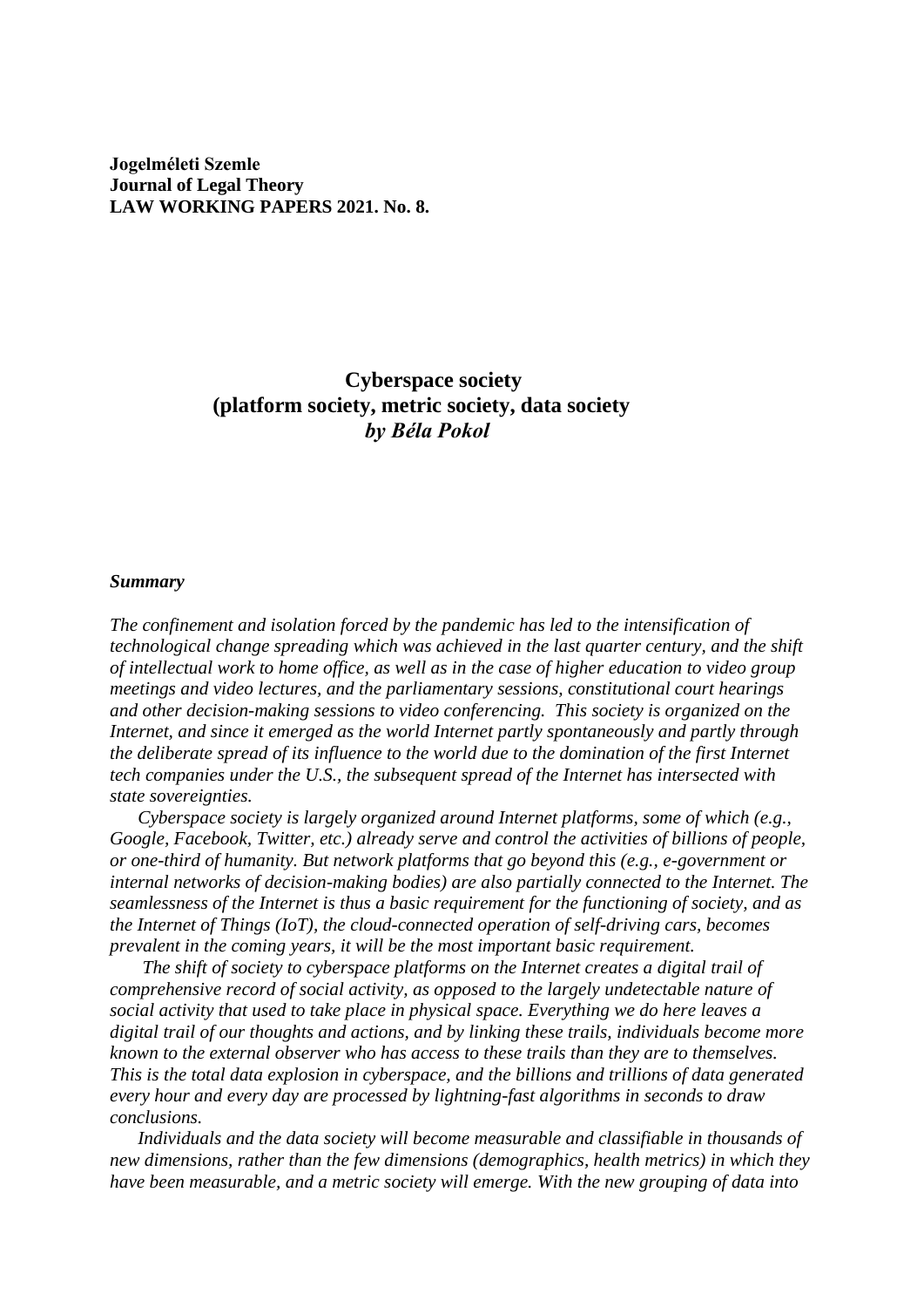**Jogelméleti Szemle**
**Journal of Legal Theory**
**LAW WORKING PAPERS 2021. No. 8.**

# Cyberspace society
## (platform society, metric society, data society
### *by Béla Pokol*

***Summary***

*The confinement and isolation forced by the pandemic has led to the intensification of technological change spreading which was achieved in the last quarter century, and the shift of intellectual work to home office, as well as in the case of higher education to video group meetings and video lectures, and the parliamentary sessions, constitutional court hearings and other decision-making sessions to video conferencing. This society is organized on the Internet, and since it emerged as the world Internet partly spontaneously and partly through the deliberate spread of its influence to the world due to the domination of the first Internet tech companies under the U.S., the subsequent spread of the Internet has intersected with state sovereignties.*

*Cyberspace society is largely organized around Internet platforms, some of which (e.g., Google, Facebook, Twitter, etc.) already serve and control the activities of billions of people, or one-third of humanity. But network platforms that go beyond this (e.g., e-government or internal networks of decision-making bodies) are also partially connected to the Internet. The seamlessness of the Internet is thus a basic requirement for the functioning of society, and as the Internet of Things (IoT), the cloud-connected operation of self-driving cars, becomes prevalent in the coming years, it will be the most important basic requirement.*

*The shift of society to cyberspace platforms on the Internet creates a digital trail of comprehensive record of social activity, as opposed to the largely undetectable nature of social activity that used to take place in physical space. Everything we do here leaves a digital trail of our thoughts and actions, and by linking these trails, individuals become more known to the external observer who has access to these trails than they are to themselves. This is the total data explosion in cyberspace, and the billions and trillions of data generated every hour and every day are processed by lightning-fast algorithms in seconds to draw conclusions.*

*Individuals and the data society will become measurable and classifiable in thousands of new dimensions, rather than the few dimensions (demographics, health metrics) in which they have been measurable, and a metric society will emerge. With the new grouping of data into*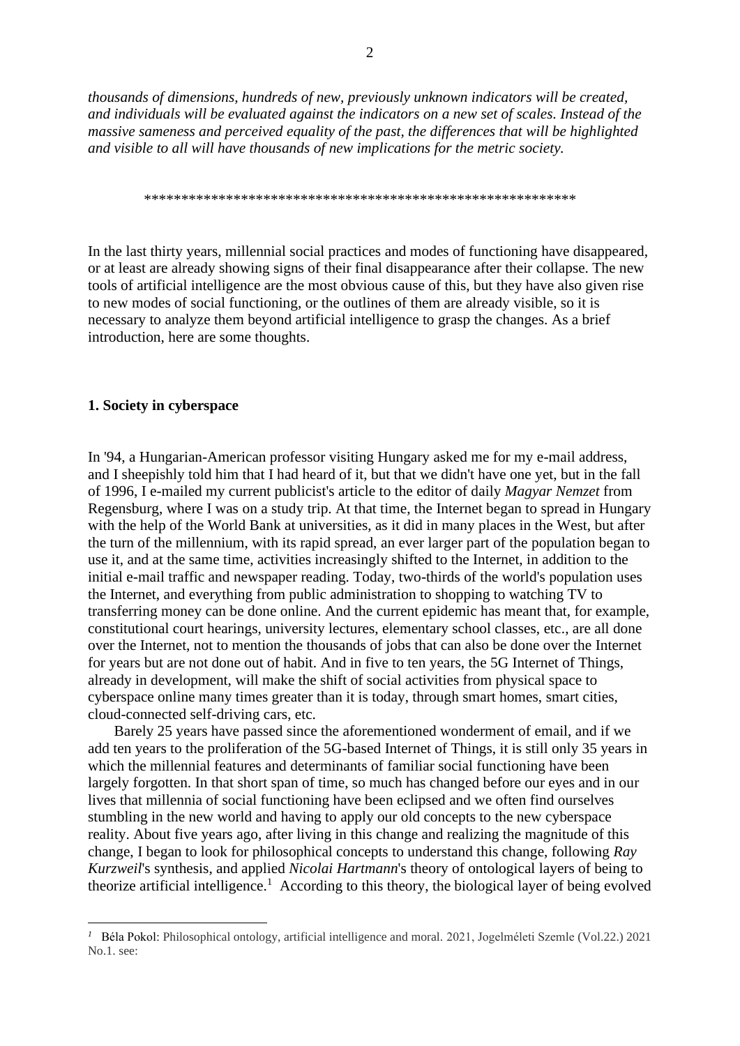*thousands of dimensions, hundreds of new, previously unknown indicators will be created, and individuals will be evaluated against the indicators on a new set of scales. Instead of the massive sameness and perceived equality of the past, the differences that will be highlighted and visible to all will have thousands of new implications for the metric society.*

\*\*\*\*\*\*\*\*\*\*\*\*\*\*\*\*\*\*\*\*\*\*\*\*\*\*\*\*\*\*\*\*\*\*\*\*\*\*\*\*\*\*\*\*\*\*\*\*\*\*\*\*\*\*\*\*\*\*\*\*

In the last thirty years, millennial social practices and modes of functioning have disappeared, or at least are already showing signs of their final disappearance after their collapse. The new tools of artificial intelligence are the most obvious cause of this, but they have also given rise to new modes of social functioning, or the outlines of them are already visible, so it is necessary to analyze them beyond artificial intelligence to grasp the changes. As a brief introduction, here are some thoughts.

**1. Society in cyberspace**

In '94, a Hungarian-American professor visiting Hungary asked me for my e-mail address, and I sheepishly told him that I had heard of it, but that we didn't have one yet, but in the fall of 1996, I e-mailed my current publicist's article to the editor of daily *Magyar Nemzet* from Regensburg, where I was on a study trip. At that time, the Internet began to spread in Hungary with the help of the World Bank at universities, as it did in many places in the West, but after the turn of the millennium, with its rapid spread, an ever larger part of the population began to use it, and at the same time, activities increasingly shifted to the Internet, in addition to the initial e-mail traffic and newspaper reading. Today, two-thirds of the world's population uses the Internet, and everything from public administration to shopping to watching TV to transferring money can be done online. And the current epidemic has meant that, for example, constitutional court hearings, university lectures, elementary school classes, etc., are all done over the Internet, not to mention the thousands of jobs that can also be done over the Internet for years but are not done out of habit. And in five to ten years, the 5G Internet of Things, already in development, will make the shift of social activities from physical space to cyberspace online many times greater than it is today, through smart homes, smart cities, cloud-connected self-driving cars, etc.

Barely 25 years have passed since the aforementioned wonderment of email, and if we add ten years to the proliferation of the 5G-based Internet of Things, it is still only 35 years in which the millennial features and determinants of familiar social functioning have been largely forgotten. In that short span of time, so much has changed before our eyes and in our lives that millennia of social functioning have been eclipsed and we often find ourselves stumbling in the new world and having to apply our old concepts to the new cyberspace reality. About five years ago, after living in this change and realizing the magnitude of this change, I began to look for philosophical concepts to understand this change, following *Ray Kurzweil*'s synthesis, and applied *Nicolai Hartmann*'s theory of ontological layers of being to theorize artificial intelligence.[1] According to this theory, the biological layer of being evolved

---

[1] Béla Pokol: Philosophical ontology, artificial intelligence and moral. 2021, Jogelméleti Szemle (Vol.22.) 2021 No.1. see: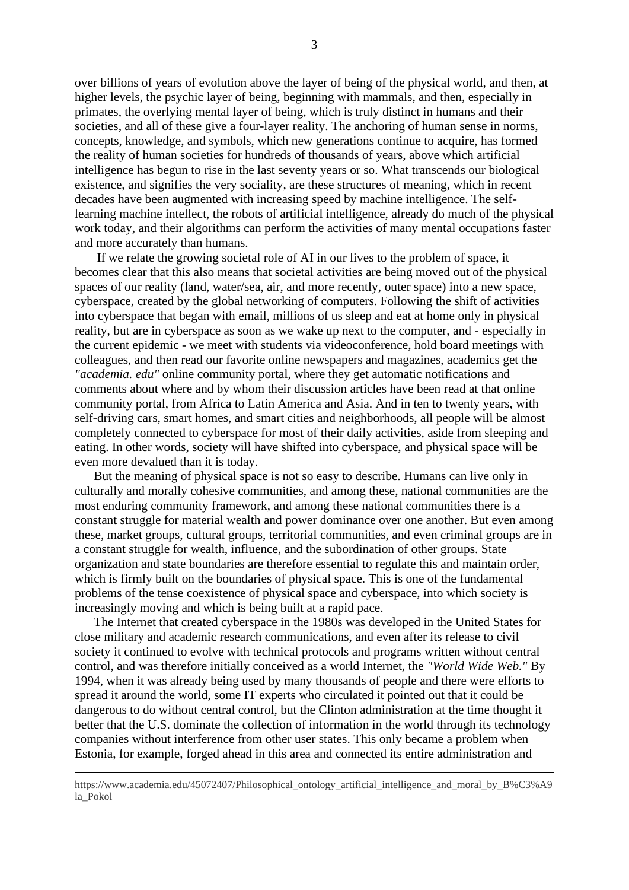over billions of years of evolution above the layer of being of the physical world, and then, at higher levels, the psychic layer of being, beginning with mammals, and then, especially in primates, the overlying mental layer of being, which is truly distinct in humans and their societies, and all of these give a four-layer reality. The anchoring of human sense in norms, concepts, knowledge, and symbols, which new generations continue to acquire, has formed the reality of human societies for hundreds of thousands of years, above which artificial intelligence has begun to rise in the last seventy years or so. What transcends our biological existence, and signifies the very sociality, are these structures of meaning, which in recent decades have been augmented with increasing speed by machine intelligence. The self-learning machine intellect, the robots of artificial intelligence, already do much of the physical work today, and their algorithms can perform the activities of many mental occupations faster and more accurately than humans.

If we relate the growing societal role of AI in our lives to the problem of space, it becomes clear that this also means that societal activities are being moved out of the physical spaces of our reality (land, water/sea, air, and more recently, outer space) into a new space, cyberspace, created by the global networking of computers. Following the shift of activities into cyberspace that began with email, millions of us sleep and eat at home only in physical reality, but are in cyberspace as soon as we wake up next to the computer, and - especially in the current epidemic - we meet with students via videoconference, hold board meetings with colleagues, and then read our favorite online newspapers and magazines, academics get the *"academia. edu"* online community portal, where they get automatic notifications and comments about where and by whom their discussion articles have been read at that online community portal, from Africa to Latin America and Asia. And in ten to twenty years, with self-driving cars, smart homes, and smart cities and neighborhoods, all people will be almost completely connected to cyberspace for most of their daily activities, aside from sleeping and eating. In other words, society will have shifted into cyberspace, and physical space will be even more devalued than it is today.

But the meaning of physical space is not so easy to describe. Humans can live only in culturally and morally cohesive communities, and among these, national communities are the most enduring community framework, and among these national communities there is a constant struggle for material wealth and power dominance over one another. But even among these, market groups, cultural groups, territorial communities, and even criminal groups are in a constant struggle for wealth, influence, and the subordination of other groups. State organization and state boundaries are therefore essential to regulate this and maintain order, which is firmly built on the boundaries of physical space. This is one of the fundamental problems of the tense coexistence of physical space and cyberspace, into which society is increasingly moving and which is being built at a rapid pace.

The Internet that created cyberspace in the 1980s was developed in the United States for close military and academic research communications, and even after its release to civil society it continued to evolve with technical protocols and programs written without central control, and was therefore initially conceived as a world Internet, the *"World Wide Web."* By 1994, when it was already being used by many thousands of people and there were efforts to spread it around the world, some IT experts who circulated it pointed out that it could be dangerous to do without central control, but the Clinton administration at the time thought it better that the U.S. dominate the collection of information in the world through its technology companies without interference from other user states. This only became a problem when Estonia, for example, forged ahead in this area and connected its entire administration and

---

https://www.academia.edu/45072407/Philosophical_ontology_artificial_intelligence_and_moral_by_B%C3%A9la_Pokol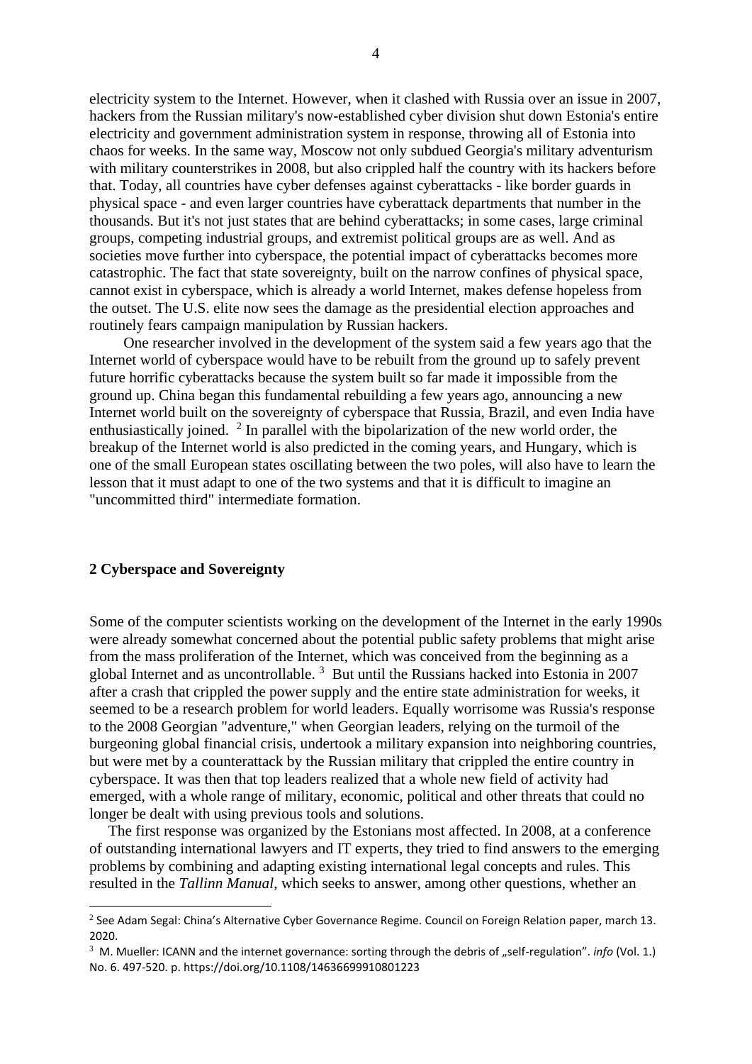electricity system to the Internet. However, when it clashed with Russia over an issue in 2007, hackers from the Russian military's now-established cyber division shut down Estonia's entire electricity and government administration system in response, throwing all of Estonia into chaos for weeks. In the same way, Moscow not only subdued Georgia's military adventurism with military counterstrikes in 2008, but also crippled half the country with its hackers before that. Today, all countries have cyber defenses against cyberattacks - like border guards in physical space - and even larger countries have cyberattack departments that number in the thousands. But it's not just states that are behind cyberattacks; in some cases, large criminal groups, competing industrial groups, and extremist political groups are as well. And as societies move further into cyberspace, the potential impact of cyberattacks becomes more catastrophic. The fact that state sovereignty, built on the narrow confines of physical space, cannot exist in cyberspace, which is already a world Internet, makes defense hopeless from the outset. The U.S. elite now sees the damage as the presidential election approaches and routinely fears campaign manipulation by Russian hackers.

One researcher involved in the development of the system said a few years ago that the Internet world of cyberspace would have to be rebuilt from the ground up to safely prevent future horrific cyberattacks because the system built so far made it impossible from the ground up. China began this fundamental rebuilding a few years ago, announcing a new Internet world built on the sovereignty of cyberspace that Russia, Brazil, and even India have enthusiastically joined. [2] In parallel with the bipolarization of the new world order, the breakup of the Internet world is also predicted in the coming years, and Hungary, which is one of the small European states oscillating between the two poles, will also have to learn the lesson that it must adapt to one of the two systems and that it is difficult to imagine an "uncommitted third" intermediate formation.

## 2 Cyberspace and Sovereignty

Some of the computer scientists working on the development of the Internet in the early 1990s were already somewhat concerned about the potential public safety problems that might arise from the mass proliferation of the Internet, which was conceived from the beginning as a global Internet and as uncontrollable. [3] But until the Russians hacked into Estonia in 2007 after a crash that crippled the power supply and the entire state administration for weeks, it seemed to be a research problem for world leaders. Equally worrisome was Russia's response to the 2008 Georgian "adventure," when Georgian leaders, relying on the turmoil of the burgeoning global financial crisis, undertook a military expansion into neighboring countries, but were met by a counterattack by the Russian military that crippled the entire country in cyberspace. It was then that top leaders realized that a whole new field of activity had emerged, with a whole range of military, economic, political and other threats that could no longer be dealt with using previous tools and solutions.

The first response was organized by the Estonians most affected. In 2008, at a conference of outstanding international lawyers and IT experts, they tried to find answers to the emerging problems by combining and adapting existing international legal concepts and rules. This resulted in the *Tallinn Manual*, which seeks to answer, among other questions, whether an

---

[2] See Adam Segal: China's Alternative Cyber Governance Regime. Council on Foreign Relation paper, march 13. 2020.

[3] M. Mueller: ICANN and the internet governance: sorting through the debris of „self-regulation". *info* (Vol. 1.) No. 6. 497-520. p. https://doi.org/10.1108/14636699910801223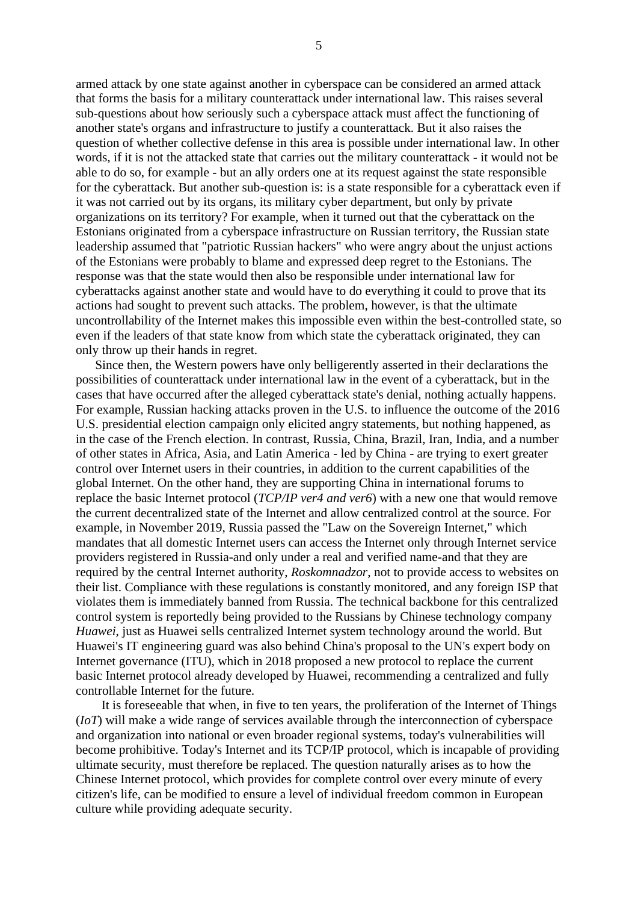armed attack by one state against another in cyberspace can be considered an armed attack that forms the basis for a military counterattack under international law. This raises several sub-questions about how seriously such a cyberspace attack must affect the functioning of another state's organs and infrastructure to justify a counterattack. But it also raises the question of whether collective defense in this area is possible under international law. In other words, if it is not the attacked state that carries out the military counterattack - it would not be able to do so, for example - but an ally orders one at its request against the state responsible for the cyberattack. But another sub-question is: is a state responsible for a cyberattack even if it was not carried out by its organs, its military cyber department, but only by private organizations on its territory? For example, when it turned out that the cyberattack on the Estonians originated from a cyberspace infrastructure on Russian territory, the Russian state leadership assumed that "patriotic Russian hackers" who were angry about the unjust actions of the Estonians were probably to blame and expressed deep regret to the Estonians. The response was that the state would then also be responsible under international law for cyberattacks against another state and would have to do everything it could to prove that its actions had sought to prevent such attacks. The problem, however, is that the ultimate uncontrollability of the Internet makes this impossible even within the best-controlled state, so even if the leaders of that state know from which state the cyberattack originated, they can only throw up their hands in regret.

Since then, the Western powers have only belligerently asserted in their declarations the possibilities of counterattack under international law in the event of a cyberattack, but in the cases that have occurred after the alleged cyberattack state's denial, nothing actually happens. For example, Russian hacking attacks proven in the U.S. to influence the outcome of the 2016 U.S. presidential election campaign only elicited angry statements, but nothing happened, as in the case of the French election. In contrast, Russia, China, Brazil, Iran, India, and a number of other states in Africa, Asia, and Latin America - led by China - are trying to exert greater control over Internet users in their countries, in addition to the current capabilities of the global Internet. On the other hand, they are supporting China in international forums to replace the basic Internet protocol (*TCP/IP ver4 and ver6*) with a new one that would remove the current decentralized state of the Internet and allow centralized control at the source. For example, in November 2019, Russia passed the "Law on the Sovereign Internet," which mandates that all domestic Internet users can access the Internet only through Internet service providers registered in Russia-and only under a real and verified name-and that they are required by the central Internet authority, *Roskomnadzor*, not to provide access to websites on their list. Compliance with these regulations is constantly monitored, and any foreign ISP that violates them is immediately banned from Russia. The technical backbone for this centralized control system is reportedly being provided to the Russians by Chinese technology company *Huawei*, just as Huawei sells centralized Internet system technology around the world. But Huawei's IT engineering guard was also behind China's proposal to the UN's expert body on Internet governance (ITU), which in 2018 proposed a new protocol to replace the current basic Internet protocol already developed by Huawei, recommending a centralized and fully controllable Internet for the future.

It is foreseeable that when, in five to ten years, the proliferation of the Internet of Things (*IoT*) will make a wide range of services available through the interconnection of cyberspace and organization into national or even broader regional systems, today's vulnerabilities will become prohibitive. Today's Internet and its TCP/IP protocol, which is incapable of providing ultimate security, must therefore be replaced. The question naturally arises as to how the Chinese Internet protocol, which provides for complete control over every minute of every citizen's life, can be modified to ensure a level of individual freedom common in European culture while providing adequate security.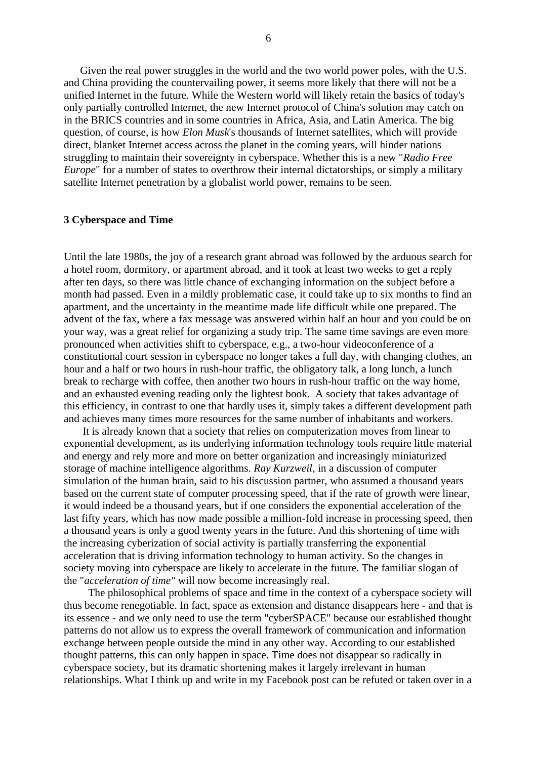Given the real power struggles in the world and the two world power poles, with the U.S. and China providing the countervailing power, it seems more likely that there will not be a unified Internet in the future. While the Western world will likely retain the basics of today's only partially controlled Internet, the new Internet protocol of China's solution may catch on in the BRICS countries and in some countries in Africa, Asia, and Latin America. The big question, of course, is how *Elon Musk*'s thousands of Internet satellites, which will provide direct, blanket Internet access across the planet in the coming years, will hinder nations struggling to maintain their sovereignty in cyberspace. Whether this is a new "*Radio Free Europe*" for a number of states to overthrow their internal dictatorships, or simply a military satellite Internet penetration by a globalist world power, remains to be seen.

## 3 Cyberspace and Time

Until the late 1980s, the joy of a research grant abroad was followed by the arduous search for a hotel room, dormitory, or apartment abroad, and it took at least two weeks to get a reply after ten days, so there was little chance of exchanging information on the subject before a month had passed. Even in a mildly problematic case, it could take up to six months to find an apartment, and the uncertainty in the meantime made life difficult while one prepared. The advent of the fax, where a fax message was answered within half an hour and you could be on your way, was a great relief for organizing a study trip. The same time savings are even more pronounced when activities shift to cyberspace, e.g., a two-hour videoconference of a constitutional court session in cyberspace no longer takes a full day, with changing clothes, an hour and a half or two hours in rush-hour traffic, the obligatory talk, a long lunch, a lunch break to recharge with coffee, then another two hours in rush-hour traffic on the way home, and an exhausted evening reading only the lightest book. A society that takes advantage of this efficiency, in contrast to one that hardly uses it, simply takes a different development path and achieves many times more resources for the same number of inhabitants and workers.

It is already known that a society that relies on computerization moves from linear to exponential development, as its underlying information technology tools require little material and energy and rely more and more on better organization and increasingly miniaturized storage of machine intelligence algorithms. *Ray Kurzweil*, in a discussion of computer simulation of the human brain, said to his discussion partner, who assumed a thousand years based on the current state of computer processing speed, that if the rate of growth were linear, it would indeed be a thousand years, but if one considers the exponential acceleration of the last fifty years, which has now made possible a million-fold increase in processing speed, then a thousand years is only a good twenty years in the future. And this shortening of time with the increasing cyberization of social activity is partially transferring the exponential acceleration that is driving information technology to human activity. So the changes in society moving into cyberspace are likely to accelerate in the future. The familiar slogan of the "*acceleration of time"* will now become increasingly real.

The philosophical problems of space and time in the context of a cyberspace society will thus become renegotiable. In fact, space as extension and distance disappears here - and that is its essence - and we only need to use the term "cyberSPACE" because our established thought patterns do not allow us to express the overall framework of communication and information exchange between people outside the mind in any other way. According to our established thought patterns, this can only happen in space. Time does not disappear so radically in cyberspace society, but its dramatic shortening makes it largely irrelevant in human relationships. What I think up and write in my Facebook post can be refuted or taken over in a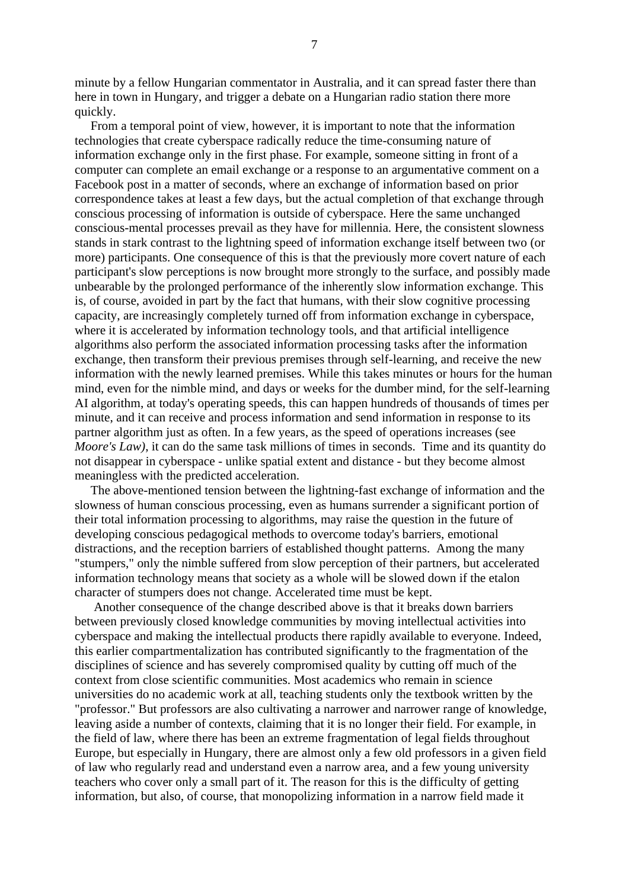minute by a fellow Hungarian commentator in Australia, and it can spread faster there than here in town in Hungary, and trigger a debate on a Hungarian radio station there more quickly.

From a temporal point of view, however, it is important to note that the information technologies that create cyberspace radically reduce the time-consuming nature of information exchange only in the first phase. For example, someone sitting in front of a computer can complete an email exchange or a response to an argumentative comment on a Facebook post in a matter of seconds, where an exchange of information based on prior correspondence takes at least a few days, but the actual completion of that exchange through conscious processing of information is outside of cyberspace. Here the same unchanged conscious-mental processes prevail as they have for millennia. Here, the consistent slowness stands in stark contrast to the lightning speed of information exchange itself between two (or more) participants. One consequence of this is that the previously more covert nature of each participant's slow perceptions is now brought more strongly to the surface, and possibly made unbearable by the prolonged performance of the inherently slow information exchange. This is, of course, avoided in part by the fact that humans, with their slow cognitive processing capacity, are increasingly completely turned off from information exchange in cyberspace, where it is accelerated by information technology tools, and that artificial intelligence algorithms also perform the associated information processing tasks after the information exchange, then transform their previous premises through self-learning, and receive the new information with the newly learned premises. While this takes minutes or hours for the human mind, even for the nimble mind, and days or weeks for the dumber mind, for the self-learning AI algorithm, at today's operating speeds, this can happen hundreds of thousands of times per minute, and it can receive and process information and send information in response to its partner algorithm just as often. In a few years, as the speed of operations increases (see *Moore's Law)*, it can do the same task millions of times in seconds. Time and its quantity do not disappear in cyberspace - unlike spatial extent and distance - but they become almost meaningless with the predicted acceleration.

The above-mentioned tension between the lightning-fast exchange of information and the slowness of human conscious processing, even as humans surrender a significant portion of their total information processing to algorithms, may raise the question in the future of developing conscious pedagogical methods to overcome today's barriers, emotional distractions, and the reception barriers of established thought patterns. Among the many "stumpers," only the nimble suffered from slow perception of their partners, but accelerated information technology means that society as a whole will be slowed down if the etalon character of stumpers does not change. Accelerated time must be kept.

Another consequence of the change described above is that it breaks down barriers between previously closed knowledge communities by moving intellectual activities into cyberspace and making the intellectual products there rapidly available to everyone. Indeed, this earlier compartmentalization has contributed significantly to the fragmentation of the disciplines of science and has severely compromised quality by cutting off much of the context from close scientific communities. Most academics who remain in science universities do no academic work at all, teaching students only the textbook written by the "professor." But professors are also cultivating a narrower and narrower range of knowledge, leaving aside a number of contexts, claiming that it is no longer their field. For example, in the field of law, where there has been an extreme fragmentation of legal fields throughout Europe, but especially in Hungary, there are almost only a few old professors in a given field of law who regularly read and understand even a narrow area, and a few young university teachers who cover only a small part of it. The reason for this is the difficulty of getting information, but also, of course, that monopolizing information in a narrow field made it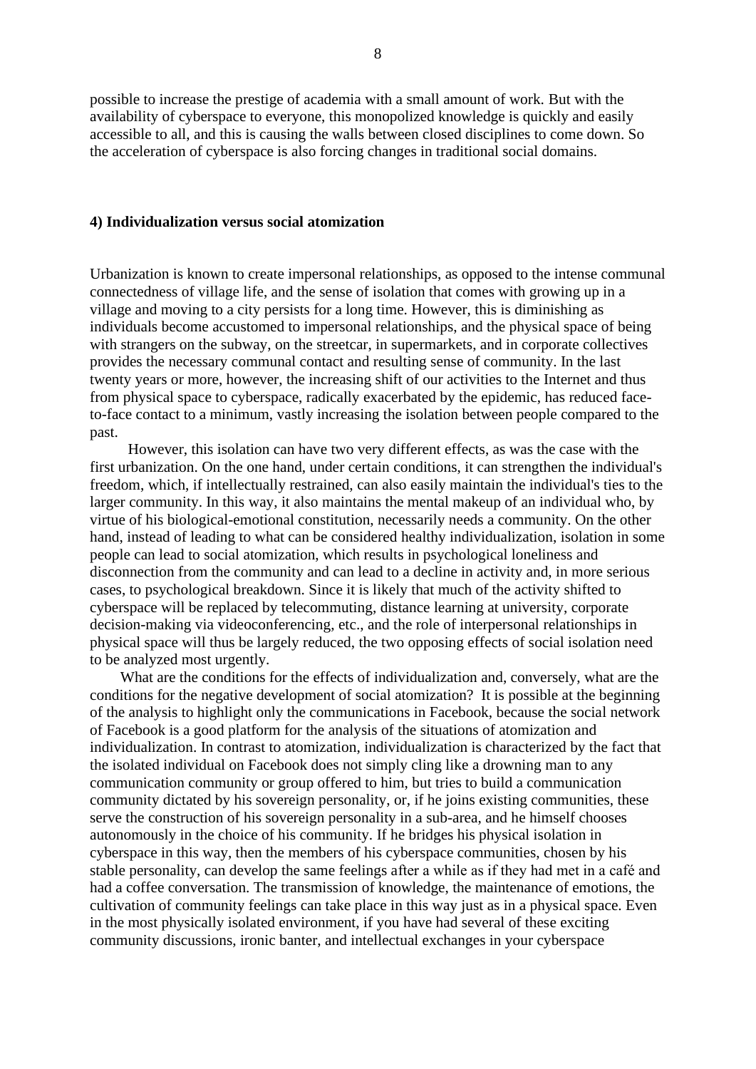possible to increase the prestige of academia with a small amount of work. But with the availability of cyberspace to everyone, this monopolized knowledge is quickly and easily accessible to all, and this is causing the walls between closed disciplines to come down. So the acceleration of cyberspace is also forcing changes in traditional social domains.

## 4) Individualization versus social atomization

Urbanization is known to create impersonal relationships, as opposed to the intense communal connectedness of village life, and the sense of isolation that comes with growing up in a village and moving to a city persists for a long time. However, this is diminishing as individuals become accustomed to impersonal relationships, and the physical space of being with strangers on the subway, on the streetcar, in supermarkets, and in corporate collectives provides the necessary communal contact and resulting sense of community. In the last twenty years or more, however, the increasing shift of our activities to the Internet and thus from physical space to cyberspace, radically exacerbated by the epidemic, has reduced face-to-face contact to a minimum, vastly increasing the isolation between people compared to the past.

However, this isolation can have two very different effects, as was the case with the first urbanization. On the one hand, under certain conditions, it can strengthen the individual's freedom, which, if intellectually restrained, can also easily maintain the individual's ties to the larger community. In this way, it also maintains the mental makeup of an individual who, by virtue of his biological-emotional constitution, necessarily needs a community. On the other hand, instead of leading to what can be considered healthy individualization, isolation in some people can lead to social atomization, which results in psychological loneliness and disconnection from the community and can lead to a decline in activity and, in more serious cases, to psychological breakdown. Since it is likely that much of the activity shifted to cyberspace will be replaced by telecommuting, distance learning at university, corporate decision-making via videoconferencing, etc., and the role of interpersonal relationships in physical space will thus be largely reduced, the two opposing effects of social isolation need to be analyzed most urgently.

What are the conditions for the effects of individualization and, conversely, what are the conditions for the negative development of social atomization? It is possible at the beginning of the analysis to highlight only the communications in Facebook, because the social network of Facebook is a good platform for the analysis of the situations of atomization and individualization. In contrast to atomization, individualization is characterized by the fact that the isolated individual on Facebook does not simply cling like a drowning man to any communication community or group offered to him, but tries to build a communication community dictated by his sovereign personality, or, if he joins existing communities, these serve the construction of his sovereign personality in a sub-area, and he himself chooses autonomously in the choice of his community. If he bridges his physical isolation in cyberspace in this way, then the members of his cyberspace communities, chosen by his stable personality, can develop the same feelings after a while as if they had met in a café and had a coffee conversation. The transmission of knowledge, the maintenance of emotions, the cultivation of community feelings can take place in this way just as in a physical space. Even in the most physically isolated environment, if you have had several of these exciting community discussions, ironic banter, and intellectual exchanges in your cyberspace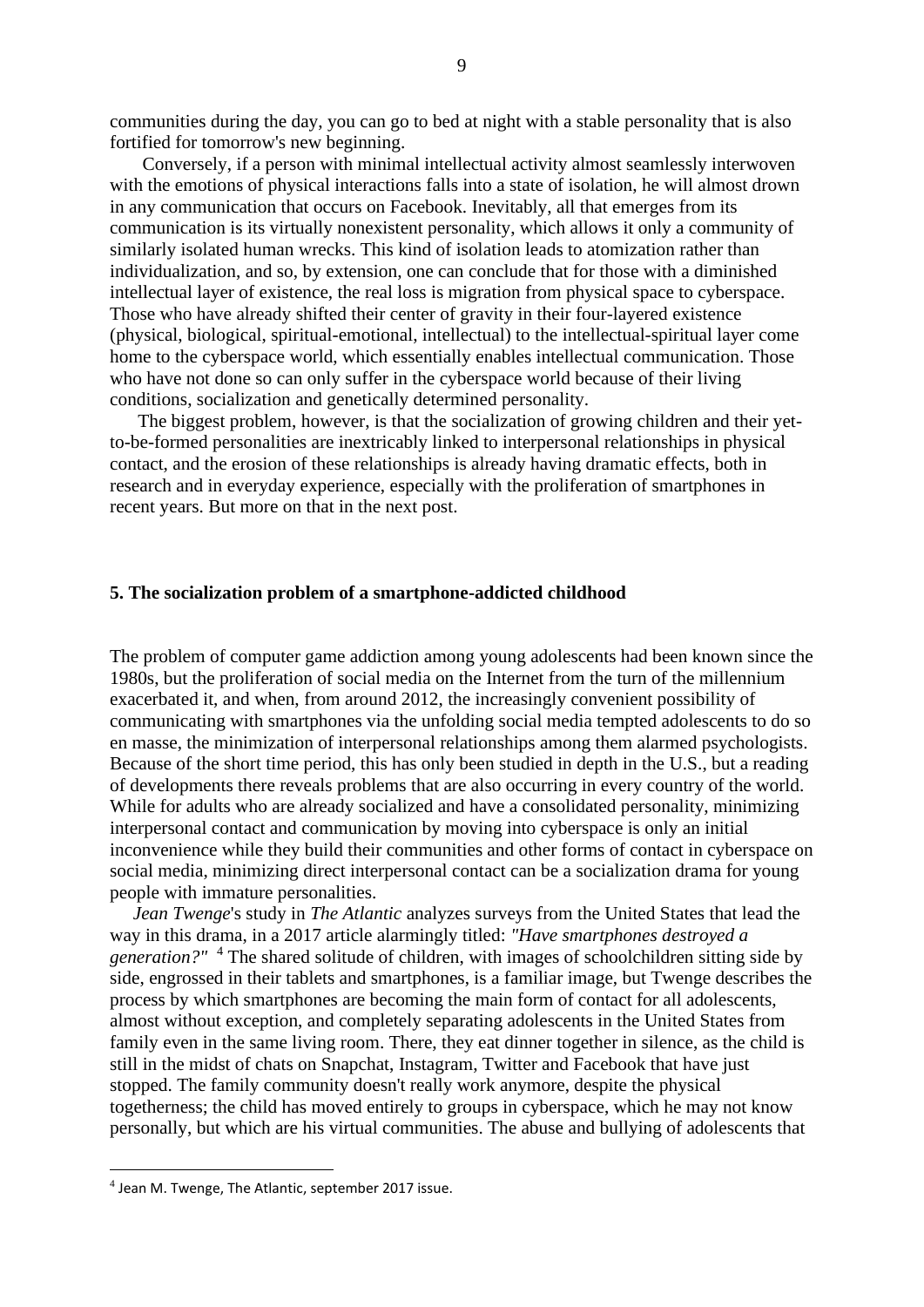communities during the day, you can go to bed at night with a stable personality that is also fortified for tomorrow's new beginning.

Conversely, if a person with minimal intellectual activity almost seamlessly interwoven with the emotions of physical interactions falls into a state of isolation, he will almost drown in any communication that occurs on Facebook. Inevitably, all that emerges from its communication is its virtually nonexistent personality, which allows it only a community of similarly isolated human wrecks. This kind of isolation leads to atomization rather than individualization, and so, by extension, one can conclude that for those with a diminished intellectual layer of existence, the real loss is migration from physical space to cyberspace. Those who have already shifted their center of gravity in their four-layered existence (physical, biological, spiritual-emotional, intellectual) to the intellectual-spiritual layer come home to the cyberspace world, which essentially enables intellectual communication. Those who have not done so can only suffer in the cyberspace world because of their living conditions, socialization and genetically determined personality.

The biggest problem, however, is that the socialization of growing children and their yet-to-be-formed personalities are inextricably linked to interpersonal relationships in physical contact, and the erosion of these relationships is already having dramatic effects, both in research and in everyday experience, especially with the proliferation of smartphones in recent years. But more on that in the next post.

## 5. The socialization problem of a smartphone-addicted childhood

The problem of computer game addiction among young adolescents had been known since the 1980s, but the proliferation of social media on the Internet from the turn of the millennium exacerbated it, and when, from around 2012, the increasingly convenient possibility of communicating with smartphones via the unfolding social media tempted adolescents to do so en masse, the minimization of interpersonal relationships among them alarmed psychologists. Because of the short time period, this has only been studied in depth in the U.S., but a reading of developments there reveals problems that are also occurring in every country of the world. While for adults who are already socialized and have a consolidated personality, minimizing interpersonal contact and communication by moving into cyberspace is only an initial inconvenience while they build their communities and other forms of contact in cyberspace on social media, minimizing direct interpersonal contact can be a socialization drama for young people with immature personalities.

*Jean Twenge*'s study in *The Atlantic* analyzes surveys from the United States that lead the way in this drama, in a 2017 article alarmingly titled: *"Have smartphones destroyed a generation?"* [4] The shared solitude of children, with images of schoolchildren sitting side by side, engrossed in their tablets and smartphones, is a familiar image, but Twenge describes the process by which smartphones are becoming the main form of contact for all adolescents, almost without exception, and completely separating adolescents in the United States from family even in the same living room. There, they eat dinner together in silence, as the child is still in the midst of chats on Snapchat, Instagram, Twitter and Facebook that have just stopped. The family community doesn't really work anymore, despite the physical togetherness; the child has moved entirely to groups in cyberspace, which he may not know personally, but which are his virtual communities. The abuse and bullying of adolescents that

[4] Jean M. Twenge, The Atlantic, september 2017 issue.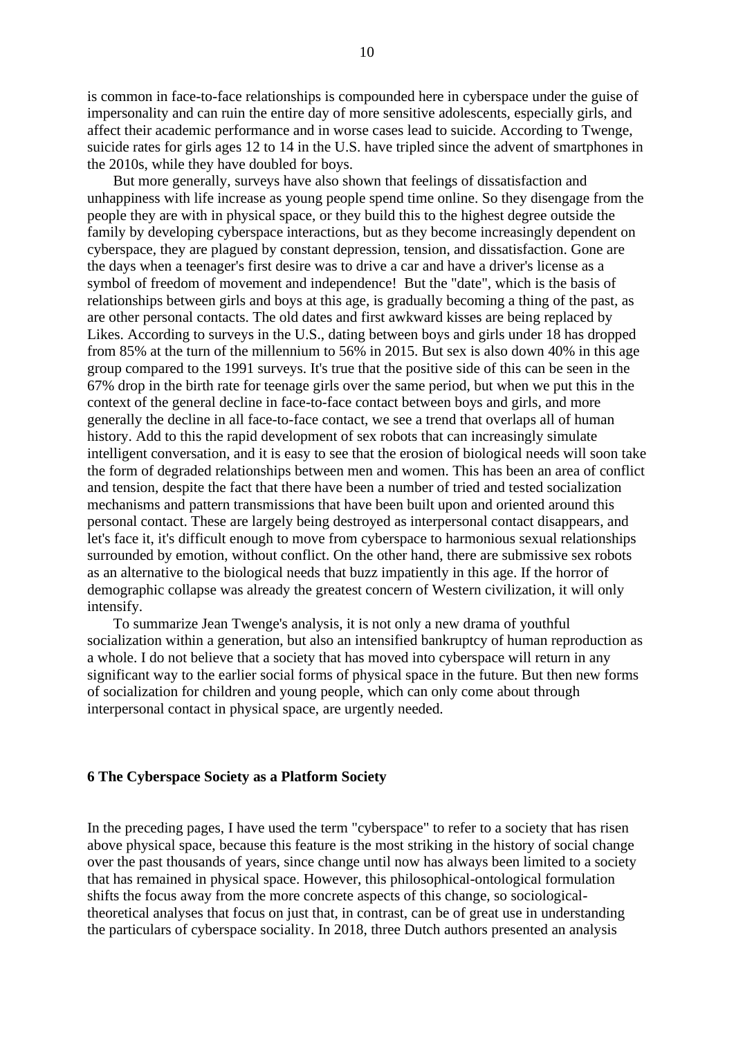is common in face-to-face relationships is compounded here in cyberspace under the guise of impersonality and can ruin the entire day of more sensitive adolescents, especially girls, and affect their academic performance and in worse cases lead to suicide. According to Twenge, suicide rates for girls ages 12 to 14 in the U.S. have tripled since the advent of smartphones in the 2010s, while they have doubled for boys.

But more generally, surveys have also shown that feelings of dissatisfaction and unhappiness with life increase as young people spend time online. So they disengage from the people they are with in physical space, or they build this to the highest degree outside the family by developing cyberspace interactions, but as they become increasingly dependent on cyberspace, they are plagued by constant depression, tension, and dissatisfaction. Gone are the days when a teenager's first desire was to drive a car and have a driver's license as a symbol of freedom of movement and independence! But the "date", which is the basis of relationships between girls and boys at this age, is gradually becoming a thing of the past, as are other personal contacts. The old dates and first awkward kisses are being replaced by Likes. According to surveys in the U.S., dating between boys and girls under 18 has dropped from 85% at the turn of the millennium to 56% in 2015. But sex is also down 40% in this age group compared to the 1991 surveys. It's true that the positive side of this can be seen in the 67% drop in the birth rate for teenage girls over the same period, but when we put this in the context of the general decline in face-to-face contact between boys and girls, and more generally the decline in all face-to-face contact, we see a trend that overlaps all of human history. Add to this the rapid development of sex robots that can increasingly simulate intelligent conversation, and it is easy to see that the erosion of biological needs will soon take the form of degraded relationships between men and women. This has been an area of conflict and tension, despite the fact that there have been a number of tried and tested socialization mechanisms and pattern transmissions that have been built upon and oriented around this personal contact. These are largely being destroyed as interpersonal contact disappears, and let's face it, it's difficult enough to move from cyberspace to harmonious sexual relationships surrounded by emotion, without conflict. On the other hand, there are submissive sex robots as an alternative to the biological needs that buzz impatiently in this age. If the horror of demographic collapse was already the greatest concern of Western civilization, it will only intensify.

To summarize Jean Twenge's analysis, it is not only a new drama of youthful socialization within a generation, but also an intensified bankruptcy of human reproduction as a whole. I do not believe that a society that has moved into cyberspace will return in any significant way to the earlier social forms of physical space in the future. But then new forms of socialization for children and young people, which can only come about through interpersonal contact in physical space, are urgently needed.

## 6 The Cyberspace Society as a Platform Society

In the preceding pages, I have used the term "cyberspace" to refer to a society that has risen above physical space, because this feature is the most striking in the history of social change over the past thousands of years, since change until now has always been limited to a society that has remained in physical space. However, this philosophical-ontological formulation shifts the focus away from the more concrete aspects of this change, so sociological-theoretical analyses that focus on just that, in contrast, can be of great use in understanding the particulars of cyberspace sociality. In 2018, three Dutch authors presented an analysis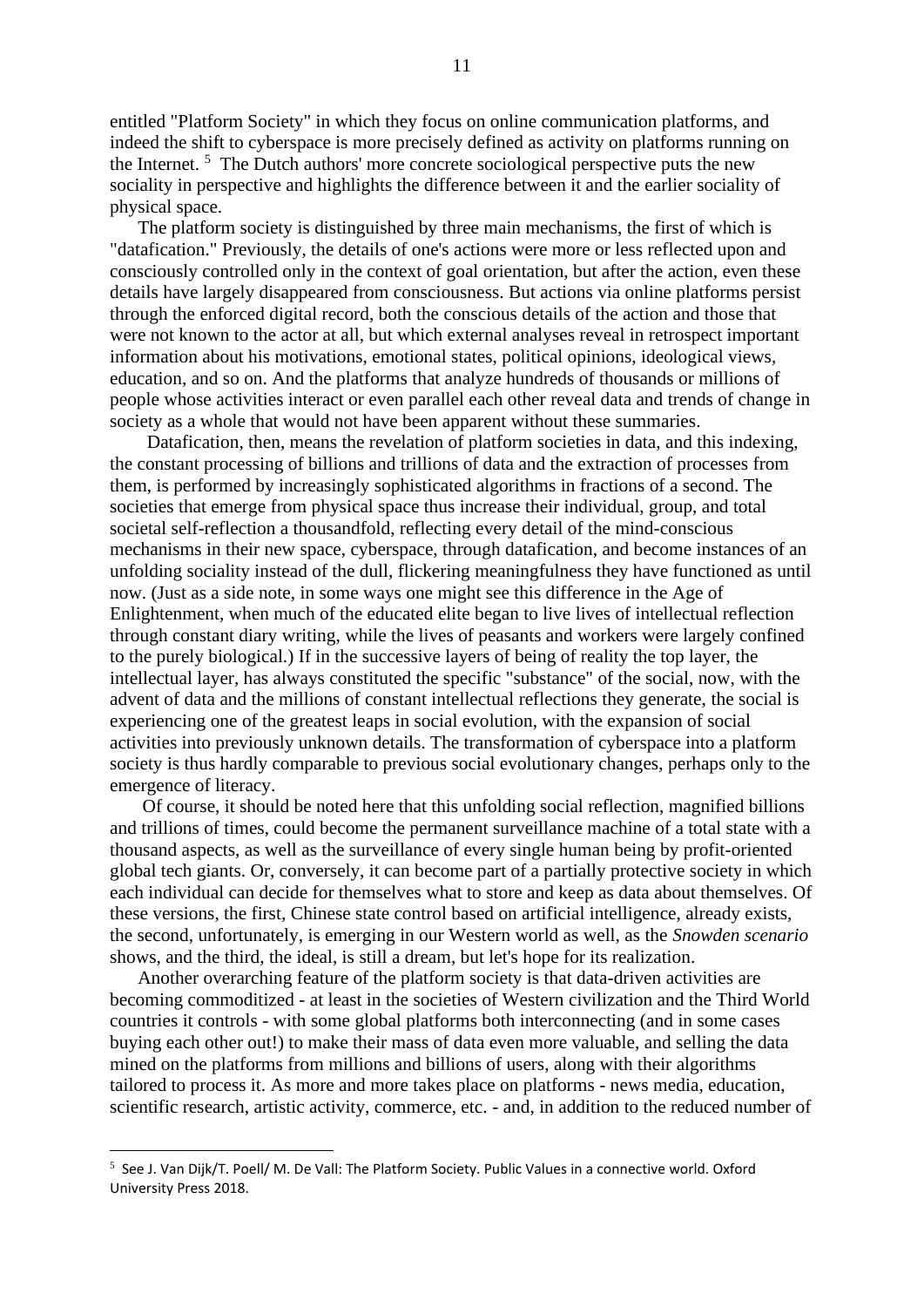entitled "Platform Society" in which they focus on online communication platforms, and indeed the shift to cyberspace is more precisely defined as activity on platforms running on the Internet. [5] The Dutch authors' more concrete sociological perspective puts the new sociality in perspective and highlights the difference between it and the earlier sociality of physical space.

The platform society is distinguished by three main mechanisms, the first of which is "datafication." Previously, the details of one's actions were more or less reflected upon and consciously controlled only in the context of goal orientation, but after the action, even these details have largely disappeared from consciousness. But actions via online platforms persist through the enforced digital record, both the conscious details of the action and those that were not known to the actor at all, but which external analyses reveal in retrospect important information about his motivations, emotional states, political opinions, ideological views, education, and so on. And the platforms that analyze hundreds of thousands or millions of people whose activities interact or even parallel each other reveal data and trends of change in society as a whole that would not have been apparent without these summaries.

Datafication, then, means the revelation of platform societies in data, and this indexing, the constant processing of billions and trillions of data and the extraction of processes from them, is performed by increasingly sophisticated algorithms in fractions of a second. The societies that emerge from physical space thus increase their individual, group, and total societal self-reflection a thousandfold, reflecting every detail of the mind-conscious mechanisms in their new space, cyberspace, through datafication, and become instances of an unfolding sociality instead of the dull, flickering meaningfulness they have functioned as until now. (Just as a side note, in some ways one might see this difference in the Age of Enlightenment, when much of the educated elite began to live lives of intellectual reflection through constant diary writing, while the lives of peasants and workers were largely confined to the purely biological.) If in the successive layers of being of reality the top layer, the intellectual layer, has always constituted the specific "substance" of the social, now, with the advent of data and the millions of constant intellectual reflections they generate, the social is experiencing one of the greatest leaps in social evolution, with the expansion of social activities into previously unknown details. The transformation of cyberspace into a platform society is thus hardly comparable to previous social evolutionary changes, perhaps only to the emergence of literacy.

Of course, it should be noted here that this unfolding social reflection, magnified billions and trillions of times, could become the permanent surveillance machine of a total state with a thousand aspects, as well as the surveillance of every single human being by profit-oriented global tech giants. Or, conversely, it can become part of a partially protective society in which each individual can decide for themselves what to store and keep as data about themselves. Of these versions, the first, Chinese state control based on artificial intelligence, already exists, the second, unfortunately, is emerging in our Western world as well, as the *Snowden scenario* shows, and the third, the ideal, is still a dream, but let's hope for its realization.

Another overarching feature of the platform society is that data-driven activities are becoming commoditized - at least in the societies of Western civilization and the Third World countries it controls - with some global platforms both interconnecting (and in some cases buying each other out!) to make their mass of data even more valuable, and selling the data mined on the platforms from millions and billions of users, along with their algorithms tailored to process it. As more and more takes place on platforms - news media, education, scientific research, artistic activity, commerce, etc. - and, in addition to the reduced number of

---

[5] See J. Van Dijk/T. Poell/ M. De Vall: The Platform Society. Public Values in a connective world. Oxford University Press 2018.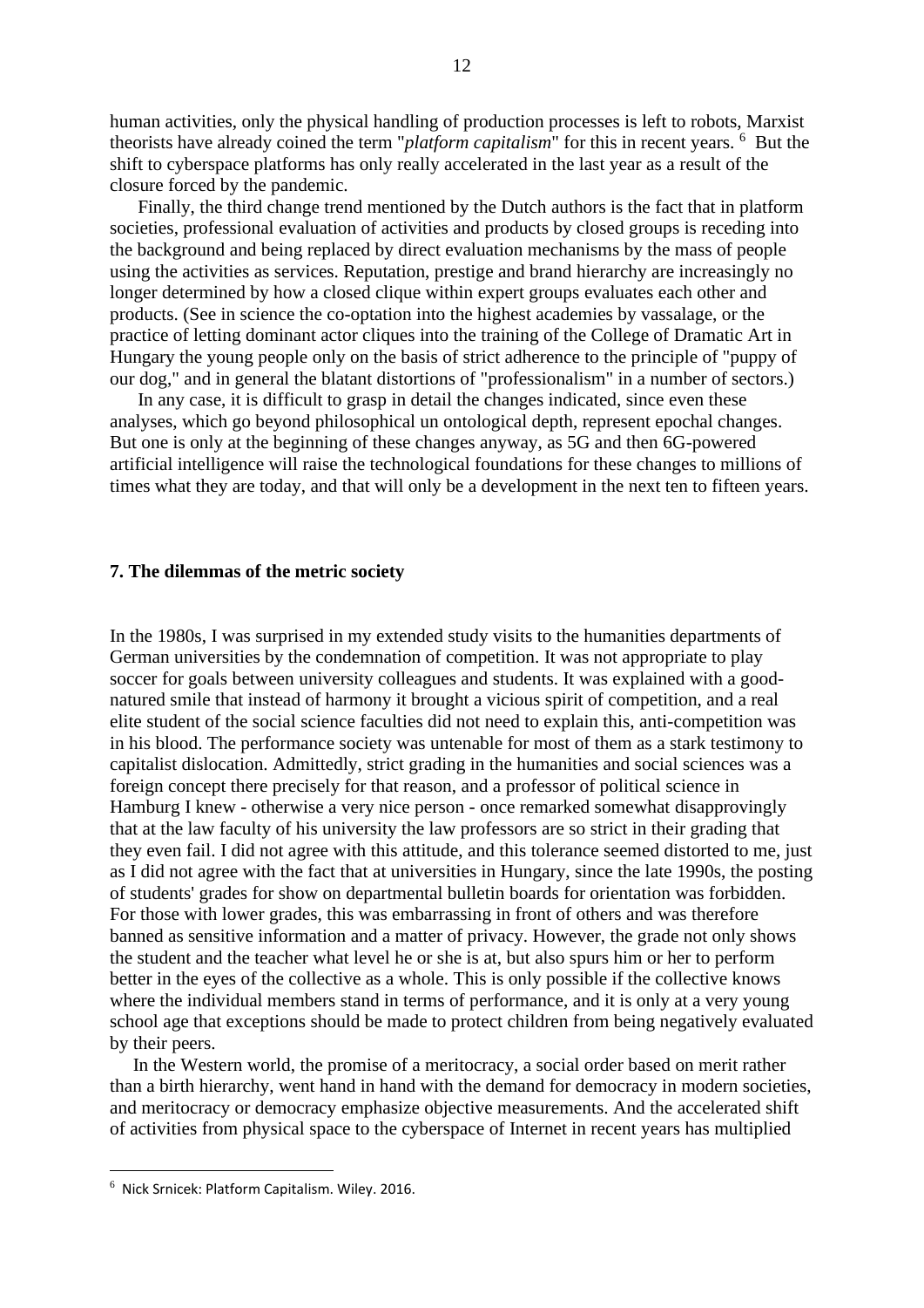human activities, only the physical handling of production processes is left to robots, Marxist theorists have already coined the term "*platform capitalism*" for this in recent years. [6] But the shift to cyberspace platforms has only really accelerated in the last year as a result of the closure forced by the pandemic.

Finally, the third change trend mentioned by the Dutch authors is the fact that in platform societies, professional evaluation of activities and products by closed groups is receding into the background and being replaced by direct evaluation mechanisms by the mass of people using the activities as services. Reputation, prestige and brand hierarchy are increasingly no longer determined by how a closed clique within expert groups evaluates each other and products. (See in science the co-optation into the highest academies by vassalage, or the practice of letting dominant actor cliques into the training of the College of Dramatic Art in Hungary the young people only on the basis of strict adherence to the principle of "puppy of our dog," and in general the blatant distortions of "professionalism" in a number of sectors.)

In any case, it is difficult to grasp in detail the changes indicated, since even these analyses, which go beyond philosophical un ontological depth, represent epochal changes. But one is only at the beginning of these changes anyway, as 5G and then 6G-powered artificial intelligence will raise the technological foundations for these changes to millions of times what they are today, and that will only be a development in the next ten to fifteen years.

## 7. The dilemmas of the metric society

In the 1980s, I was surprised in my extended study visits to the humanities departments of German universities by the condemnation of competition. It was not appropriate to play soccer for goals between university colleagues and students. It was explained with a good-natured smile that instead of harmony it brought a vicious spirit of competition, and a real elite student of the social science faculties did not need to explain this, anti-competition was in his blood. The performance society was untenable for most of them as a stark testimony to capitalist dislocation. Admittedly, strict grading in the humanities and social sciences was a foreign concept there precisely for that reason, and a professor of political science in Hamburg I knew - otherwise a very nice person - once remarked somewhat disapprovingly that at the law faculty of his university the law professors are so strict in their grading that they even fail. I did not agree with this attitude, and this tolerance seemed distorted to me, just as I did not agree with the fact that at universities in Hungary, since the late 1990s, the posting of students' grades for show on departmental bulletin boards for orientation was forbidden. For those with lower grades, this was embarrassing in front of others and was therefore banned as sensitive information and a matter of privacy. However, the grade not only shows the student and the teacher what level he or she is at, but also spurs him or her to perform better in the eyes of the collective as a whole. This is only possible if the collective knows where the individual members stand in terms of performance, and it is only at a very young school age that exceptions should be made to protect children from being negatively evaluated by their peers.

In the Western world, the promise of a meritocracy, a social order based on merit rather than a birth hierarchy, went hand in hand with the demand for democracy in modern societies, and meritocracy or democracy emphasize objective measurements. And the accelerated shift of activities from physical space to the cyberspace of Internet in recent years has multiplied

---

[6] Nick Srnicek: Platform Capitalism. Wiley. 2016.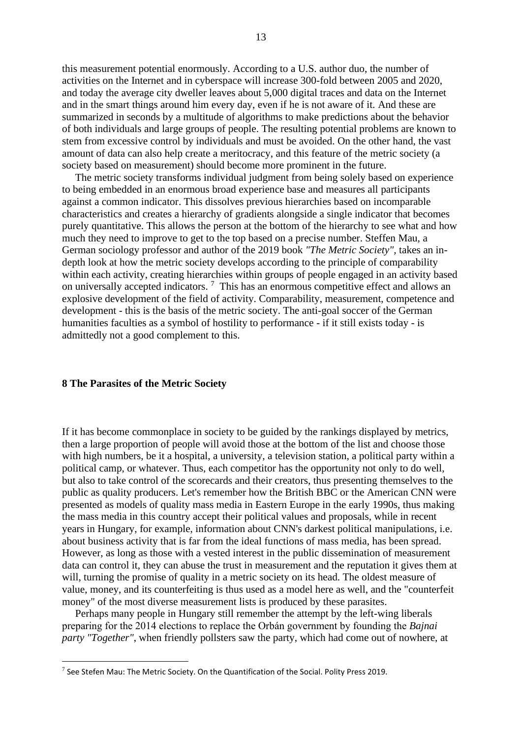this measurement potential enormously. According to a U.S. author duo, the number of activities on the Internet and in cyberspace will increase 300-fold between 2005 and 2020, and today the average city dweller leaves about 5,000 digital traces and data on the Internet and in the smart things around him every day, even if he is not aware of it. And these are summarized in seconds by a multitude of algorithms to make predictions about the behavior of both individuals and large groups of people. The resulting potential problems are known to stem from excessive control by individuals and must be avoided. On the other hand, the vast amount of data can also help create a meritocracy, and this feature of the metric society (a society based on measurement) should become more prominent in the future.

The metric society transforms individual judgment from being solely based on experience to being embedded in an enormous broad experience base and measures all participants against a common indicator. This dissolves previous hierarchies based on incomparable characteristics and creates a hierarchy of gradients alongside a single indicator that becomes purely quantitative. This allows the person at the bottom of the hierarchy to see what and how much they need to improve to get to the top based on a precise number. Steffen Mau, a German sociology professor and author of the 2019 book *"The Metric Society"*, takes an in-depth look at how the metric society develops according to the principle of comparability within each activity, creating hierarchies within groups of people engaged in an activity based on universally accepted indicators. [7] This has an enormous competitive effect and allows an explosive development of the field of activity. Comparability, measurement, competence and development - this is the basis of the metric society. The anti-goal soccer of the German humanities faculties as a symbol of hostility to performance - if it still exists today - is admittedly not a good complement to this.

## 8 The Parasites of the Metric Society

If it has become commonplace in society to be guided by the rankings displayed by metrics, then a large proportion of people will avoid those at the bottom of the list and choose those with high numbers, be it a hospital, a university, a television station, a political party within a political camp, or whatever. Thus, each competitor has the opportunity not only to do well, but also to take control of the scorecards and their creators, thus presenting themselves to the public as quality producers. Let's remember how the British BBC or the American CNN were presented as models of quality mass media in Eastern Europe in the early 1990s, thus making the mass media in this country accept their political values and proposals, while in recent years in Hungary, for example, information about CNN's darkest political manipulations, i.e. about business activity that is far from the ideal functions of mass media, has been spread. However, as long as those with a vested interest in the public dissemination of measurement data can control it, they can abuse the trust in measurement and the reputation it gives them at will, turning the promise of quality in a metric society on its head. The oldest measure of value, money, and its counterfeiting is thus used as a model here as well, and the "counterfeit money" of the most diverse measurement lists is produced by these parasites.

Perhaps many people in Hungary still remember the attempt by the left-wing liberals preparing for the 2014 elections to replace the Orbán government by founding the *Bajnai party "Together"*, when friendly pollsters saw the party, which had come out of nowhere, at

[7] See Stefen Mau: The Metric Society. On the Quantification of the Social. Polity Press 2019.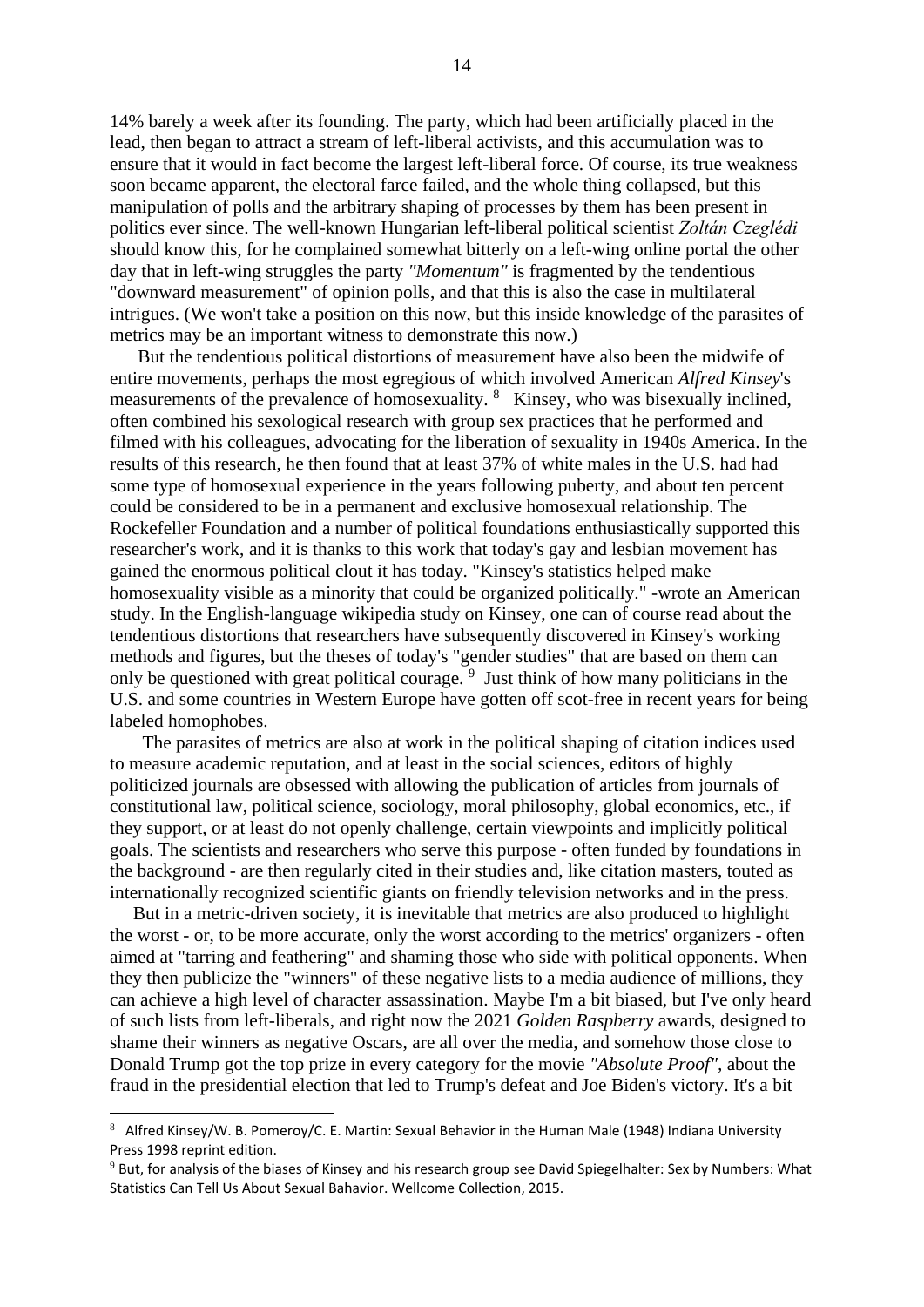14% barely a week after its founding. The party, which had been artificially placed in the lead, then began to attract a stream of left-liberal activists, and this accumulation was to ensure that it would in fact become the largest left-liberal force. Of course, its true weakness soon became apparent, the electoral farce failed, and the whole thing collapsed, but this manipulation of polls and the arbitrary shaping of processes by them has been present in politics ever since. The well-known Hungarian left-liberal political scientist *Zoltán Czeglédi* should know this, for he complained somewhat bitterly on a left-wing online portal the other day that in left-wing struggles the party *"Momentum"* is fragmented by the tendentious "downward measurement" of opinion polls, and that this is also the case in multilateral intrigues. (We won't take a position on this now, but this inside knowledge of the parasites of metrics may be an important witness to demonstrate this now.)

But the tendentious political distortions of measurement have also been the midwife of entire movements, perhaps the most egregious of which involved American *Alfred Kinsey*'s measurements of the prevalence of homosexuality. [8] Kinsey, who was bisexually inclined, often combined his sexological research with group sex practices that he performed and filmed with his colleagues, advocating for the liberation of sexuality in 1940s America. In the results of this research, he then found that at least 37% of white males in the U.S. had had some type of homosexual experience in the years following puberty, and about ten percent could be considered to be in a permanent and exclusive homosexual relationship. The Rockefeller Foundation and a number of political foundations enthusiastically supported this researcher's work, and it is thanks to this work that today's gay and lesbian movement has gained the enormous political clout it has today. "Kinsey's statistics helped make homosexuality visible as a minority that could be organized politically." -wrote an American study. In the English-language wikipedia study on Kinsey, one can of course read about the tendentious distortions that researchers have subsequently discovered in Kinsey's working methods and figures, but the theses of today's "gender studies" that are based on them can only be questioned with great political courage. [9] Just think of how many politicians in the U.S. and some countries in Western Europe have gotten off scot-free in recent years for being labeled homophobes.

The parasites of metrics are also at work in the political shaping of citation indices used to measure academic reputation, and at least in the social sciences, editors of highly politicized journals are obsessed with allowing the publication of articles from journals of constitutional law, political science, sociology, moral philosophy, global economics, etc., if they support, or at least do not openly challenge, certain viewpoints and implicitly political goals. The scientists and researchers who serve this purpose - often funded by foundations in the background - are then regularly cited in their studies and, like citation masters, touted as internationally recognized scientific giants on friendly television networks and in the press.

But in a metric-driven society, it is inevitable that metrics are also produced to highlight the worst - or, to be more accurate, only the worst according to the metrics' organizers - often aimed at "tarring and feathering" and shaming those who side with political opponents. When they then publicize the "winners" of these negative lists to a media audience of millions, they can achieve a high level of character assassination. Maybe I'm a bit biased, but I've only heard of such lists from left-liberals, and right now the 2021 *Golden Raspberry* awards, designed to shame their winners as negative Oscars, are all over the media, and somehow those close to Donald Trump got the top prize in every category for the movie *"Absolute Proof"*, about the fraud in the presidential election that led to Trump's defeat and Joe Biden's victory. It's a bit

---

[8] Alfred Kinsey/W. B. Pomeroy/C. E. Martin: Sexual Behavior in the Human Male (1948) Indiana University Press 1998 reprint edition.

[9] But, for analysis of the biases of Kinsey and his research group see David Spiegelhalter: Sex by Numbers: What Statistics Can Tell Us About Sexual Bahavior. Wellcome Collection, 2015.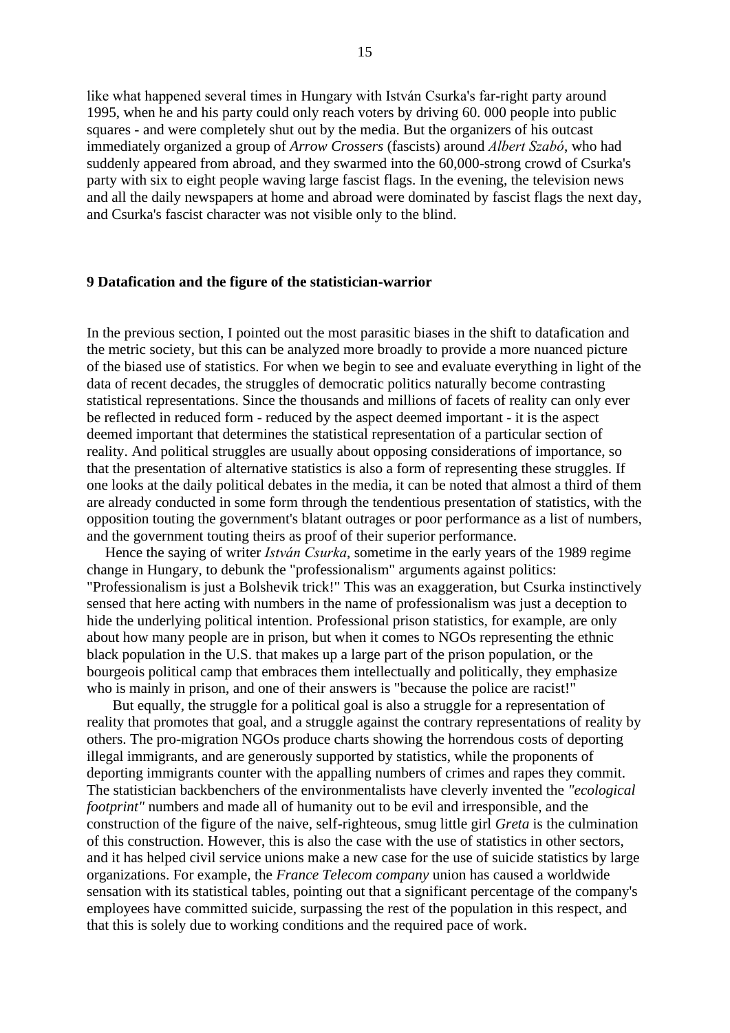like what happened several times in Hungary with István Csurka's far-right party around 1995, when he and his party could only reach voters by driving 60. 000 people into public squares - and were completely shut out by the media. But the organizers of his outcast immediately organized a group of *Arrow Crossers* (fascists) around *Albert Szabó*, who had suddenly appeared from abroad, and they swarmed into the 60,000-strong crowd of Csurka's party with six to eight people waving large fascist flags. In the evening, the television news and all the daily newspapers at home and abroad were dominated by fascist flags the next day, and Csurka's fascist character was not visible only to the blind.

## 9 Datafication and the figure of the statistician-warrior

In the previous section, I pointed out the most parasitic biases in the shift to datafication and the metric society, but this can be analyzed more broadly to provide a more nuanced picture of the biased use of statistics. For when we begin to see and evaluate everything in light of the data of recent decades, the struggles of democratic politics naturally become contrasting statistical representations. Since the thousands and millions of facets of reality can only ever be reflected in reduced form - reduced by the aspect deemed important - it is the aspect deemed important that determines the statistical representation of a particular section of reality. And political struggles are usually about opposing considerations of importance, so that the presentation of alternative statistics is also a form of representing these struggles. If one looks at the daily political debates in the media, it can be noted that almost a third of them are already conducted in some form through the tendentious presentation of statistics, with the opposition touting the government's blatant outrages or poor performance as a list of numbers, and the government touting theirs as proof of their superior performance.

Hence the saying of writer *István Csurka*, sometime in the early years of the 1989 regime change in Hungary, to debunk the "professionalism" arguments against politics: "Professionalism is just a Bolshevik trick!" This was an exaggeration, but Csurka instinctively sensed that here acting with numbers in the name of professionalism was just a deception to hide the underlying political intention. Professional prison statistics, for example, are only about how many people are in prison, but when it comes to NGOs representing the ethnic black population in the U.S. that makes up a large part of the prison population, or the bourgeois political camp that embraces them intellectually and politically, they emphasize who is mainly in prison, and one of their answers is "because the police are racist!"

But equally, the struggle for a political goal is also a struggle for a representation of reality that promotes that goal, and a struggle against the contrary representations of reality by others. The pro-migration NGOs produce charts showing the horrendous costs of deporting illegal immigrants, and are generously supported by statistics, while the proponents of deporting immigrants counter with the appalling numbers of crimes and rapes they commit. The statistician backbenchers of the environmentalists have cleverly invented the *"ecological footprint"* numbers and made all of humanity out to be evil and irresponsible, and the construction of the figure of the naive, self-righteous, smug little girl *Greta* is the culmination of this construction. However, this is also the case with the use of statistics in other sectors, and it has helped civil service unions make a new case for the use of suicide statistics by large organizations. For example, the *France Telecom company* union has caused a worldwide sensation with its statistical tables, pointing out that a significant percentage of the company's employees have committed suicide, surpassing the rest of the population in this respect, and that this is solely due to working conditions and the required pace of work.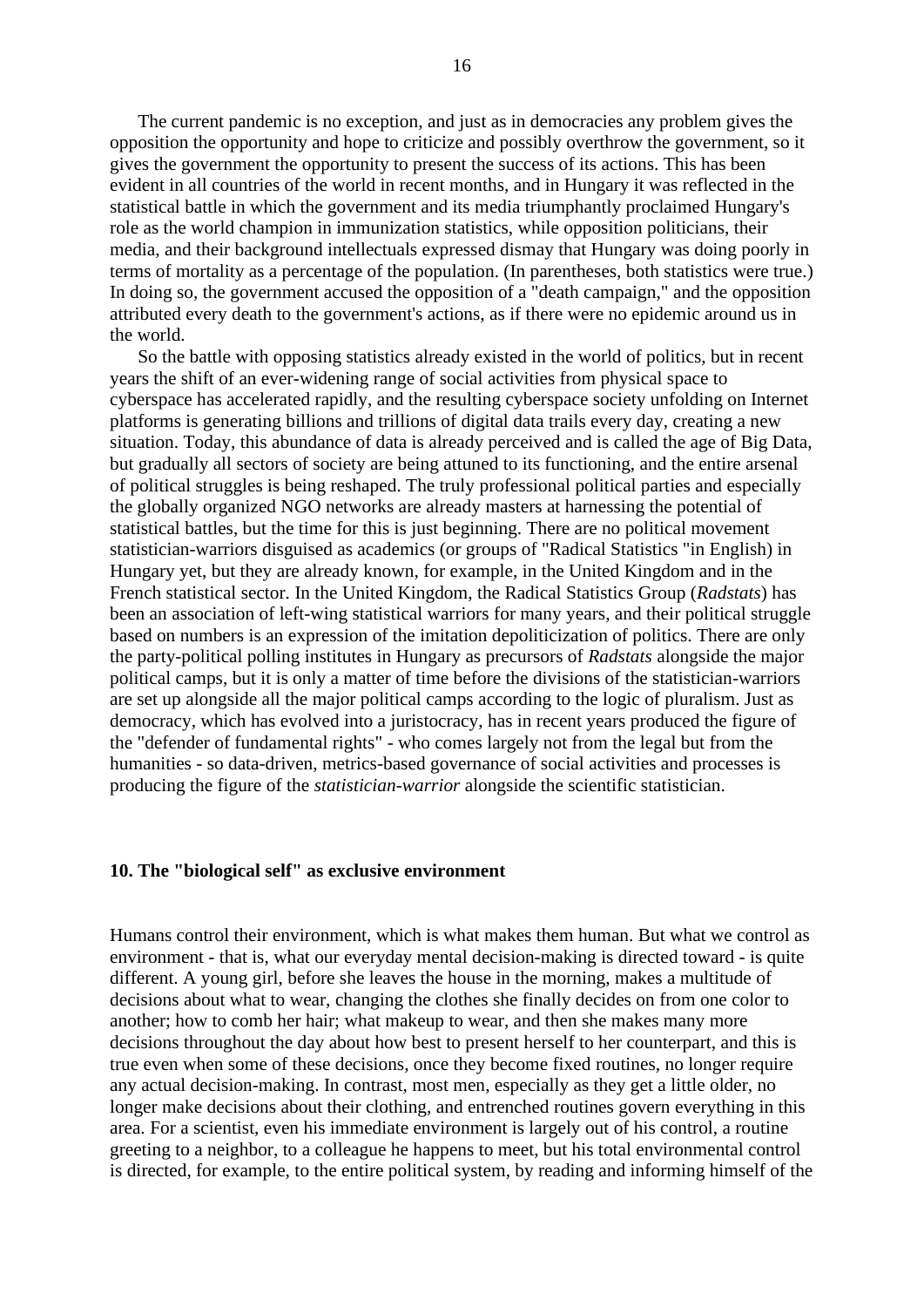The current pandemic is no exception, and just as in democracies any problem gives the opposition the opportunity and hope to criticize and possibly overthrow the government, so it gives the government the opportunity to present the success of its actions. This has been evident in all countries of the world in recent months, and in Hungary it was reflected in the statistical battle in which the government and its media triumphantly proclaimed Hungary's role as the world champion in immunization statistics, while opposition politicians, their media, and their background intellectuals expressed dismay that Hungary was doing poorly in terms of mortality as a percentage of the population. (In parentheses, both statistics were true.) In doing so, the government accused the opposition of a "death campaign," and the opposition attributed every death to the government's actions, as if there were no epidemic around us in the world.

So the battle with opposing statistics already existed in the world of politics, but in recent years the shift of an ever-widening range of social activities from physical space to cyberspace has accelerated rapidly, and the resulting cyberspace society unfolding on Internet platforms is generating billions and trillions of digital data trails every day, creating a new situation. Today, this abundance of data is already perceived and is called the age of Big Data, but gradually all sectors of society are being attuned to its functioning, and the entire arsenal of political struggles is being reshaped. The truly professional political parties and especially the globally organized NGO networks are already masters at harnessing the potential of statistical battles, but the time for this is just beginning. There are no political movement statistician-warriors disguised as academics (or groups of "Radical Statistics "in English) in Hungary yet, but they are already known, for example, in the United Kingdom and in the French statistical sector. In the United Kingdom, the Radical Statistics Group (*Radstats*) has been an association of left-wing statistical warriors for many years, and their political struggle based on numbers is an expression of the imitation depoliticization of politics. There are only the party-political polling institutes in Hungary as precursors of *Radstats* alongside the major political camps, but it is only a matter of time before the divisions of the statistician-warriors are set up alongside all the major political camps according to the logic of pluralism. Just as democracy, which has evolved into a juristocracy, has in recent years produced the figure of the "defender of fundamental rights" - who comes largely not from the legal but from the humanities - so data-driven, metrics-based governance of social activities and processes is producing the figure of the *statistician-warrior* alongside the scientific statistician.

## 10. The "biological self" as exclusive environment

Humans control their environment, which is what makes them human. But what we control as environment - that is, what our everyday mental decision-making is directed toward - is quite different. A young girl, before she leaves the house in the morning, makes a multitude of decisions about what to wear, changing the clothes she finally decides on from one color to another; how to comb her hair; what makeup to wear, and then she makes many more decisions throughout the day about how best to present herself to her counterpart, and this is true even when some of these decisions, once they become fixed routines, no longer require any actual decision-making. In contrast, most men, especially as they get a little older, no longer make decisions about their clothing, and entrenched routines govern everything in this area. For a scientist, even his immediate environment is largely out of his control, a routine greeting to a neighbor, to a colleague he happens to meet, but his total environmental control is directed, for example, to the entire political system, by reading and informing himself of the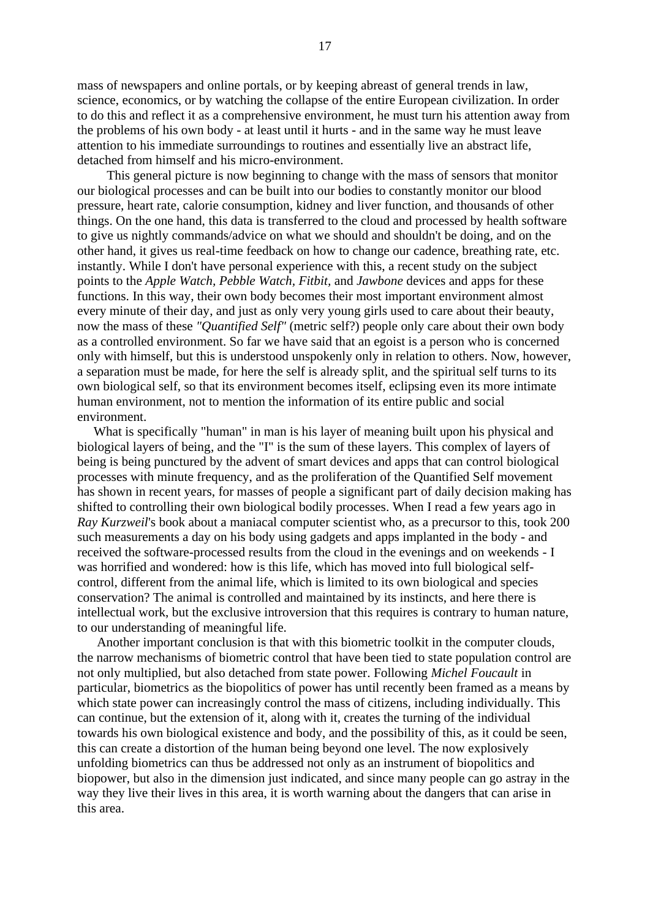mass of newspapers and online portals, or by keeping abreast of general trends in law, science, economics, or by watching the collapse of the entire European civilization. In order to do this and reflect it as a comprehensive environment, he must turn his attention away from the problems of his own body - at least until it hurts - and in the same way he must leave attention to his immediate surroundings to routines and essentially live an abstract life, detached from himself and his micro-environment.

This general picture is now beginning to change with the mass of sensors that monitor our biological processes and can be built into our bodies to constantly monitor our blood pressure, heart rate, calorie consumption, kidney and liver function, and thousands of other things. On the one hand, this data is transferred to the cloud and processed by health software to give us nightly commands/advice on what we should and shouldn't be doing, and on the other hand, it gives us real-time feedback on how to change our cadence, breathing rate, etc. instantly. While I don't have personal experience with this, a recent study on the subject points to the *Apple Watch*, *Pebble Watch*, *Fitbit*, and *Jawbone* devices and apps for these functions. In this way, their own body becomes their most important environment almost every minute of their day, and just as only very young girls used to care about their beauty, now the mass of these *"Quantified Self"* (metric self?) people only care about their own body as a controlled environment. So far we have said that an egoist is a person who is concerned only with himself, but this is understood unspokenly only in relation to others. Now, however, a separation must be made, for here the self is already split, and the spiritual self turns to its own biological self, so that its environment becomes itself, eclipsing even its more intimate human environment, not to mention the information of its entire public and social environment.

What is specifically "human" in man is his layer of meaning built upon his physical and biological layers of being, and the "I" is the sum of these layers. This complex of layers of being is being punctured by the advent of smart devices and apps that can control biological processes with minute frequency, and as the proliferation of the Quantified Self movement has shown in recent years, for masses of people a significant part of daily decision making has shifted to controlling their own biological bodily processes. When I read a few years ago in *Ray Kurzweil*'s book about a maniacal computer scientist who, as a precursor to this, took 200 such measurements a day on his body using gadgets and apps implanted in the body - and received the software-processed results from the cloud in the evenings and on weekends - I was horrified and wondered: how is this life, which has moved into full biological self-control, different from the animal life, which is limited to its own biological and species conservation? The animal is controlled and maintained by its instincts, and here there is intellectual work, but the exclusive introversion that this requires is contrary to human nature, to our understanding of meaningful life.

Another important conclusion is that with this biometric toolkit in the computer clouds, the narrow mechanisms of biometric control that have been tied to state population control are not only multiplied, but also detached from state power. Following *Michel Foucault* in particular, biometrics as the biopolitics of power has until recently been framed as a means by which state power can increasingly control the mass of citizens, including individually. This can continue, but the extension of it, along with it, creates the turning of the individual towards his own biological existence and body, and the possibility of this, as it could be seen, this can create a distortion of the human being beyond one level. The now explosively unfolding biometrics can thus be addressed not only as an instrument of biopolitics and biopower, but also in the dimension just indicated, and since many people can go astray in the way they live their lives in this area, it is worth warning about the dangers that can arise in this area.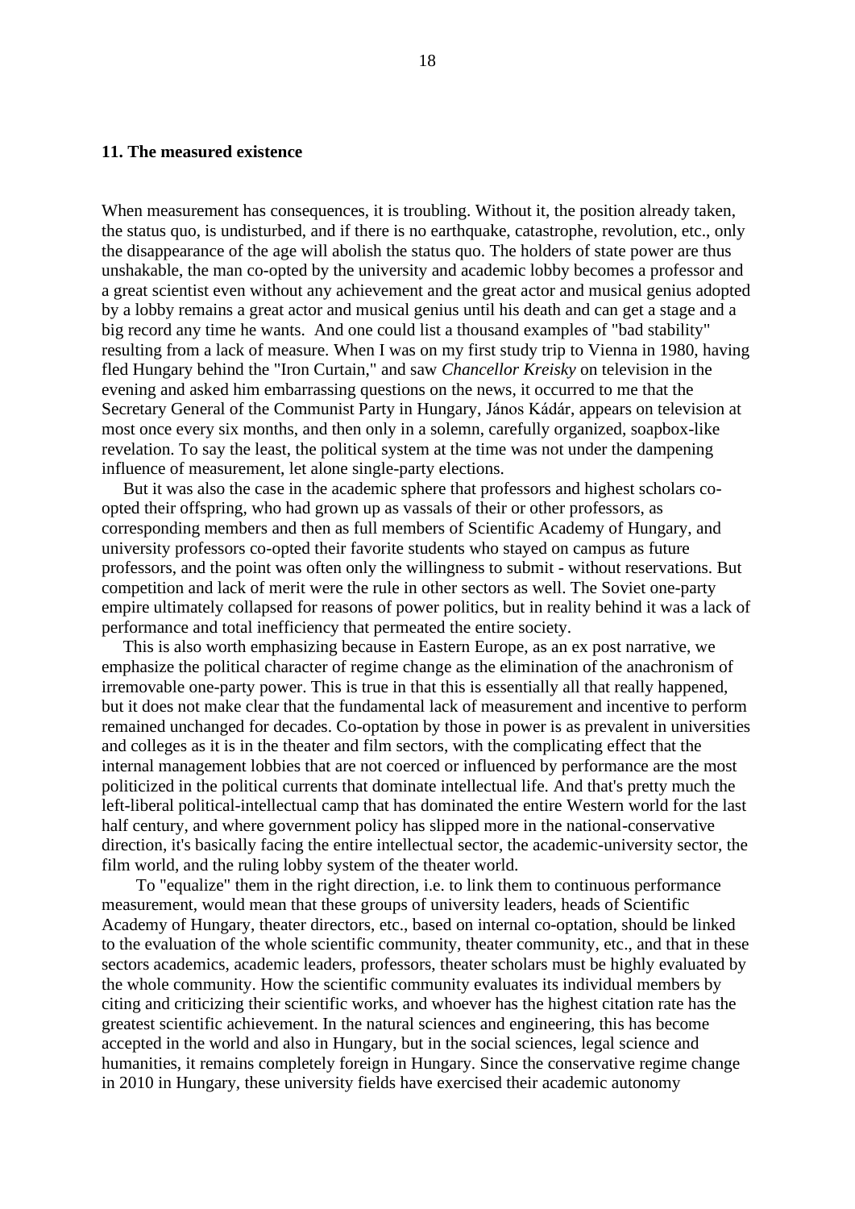## 11. The measured existence

When measurement has consequences, it is troubling. Without it, the position already taken, the status quo, is undisturbed, and if there is no earthquake, catastrophe, revolution, etc., only the disappearance of the age will abolish the status quo. The holders of state power are thus unshakable, the man co-opted by the university and academic lobby becomes a professor and a great scientist even without any achievement and the great actor and musical genius adopted by a lobby remains a great actor and musical genius until his death and can get a stage and a big record any time he wants. And one could list a thousand examples of "bad stability" resulting from a lack of measure. When I was on my first study trip to Vienna in 1980, having fled Hungary behind the "Iron Curtain," and saw *Chancellor Kreisky* on television in the evening and asked him embarrassing questions on the news, it occurred to me that the Secretary General of the Communist Party in Hungary, János Kádár, appears on television at most once every six months, and then only in a solemn, carefully organized, soapbox-like revelation. To say the least, the political system at the time was not under the dampening influence of measurement, let alone single-party elections.

But it was also the case in the academic sphere that professors and highest scholars co-opted their offspring, who had grown up as vassals of their or other professors, as corresponding members and then as full members of Scientific Academy of Hungary, and university professors co-opted their favorite students who stayed on campus as future professors, and the point was often only the willingness to submit - without reservations. But competition and lack of merit were the rule in other sectors as well. The Soviet one-party empire ultimately collapsed for reasons of power politics, but in reality behind it was a lack of performance and total inefficiency that permeated the entire society.

This is also worth emphasizing because in Eastern Europe, as an ex post narrative, we emphasize the political character of regime change as the elimination of the anachronism of irremovable one-party power. This is true in that this is essentially all that really happened, but it does not make clear that the fundamental lack of measurement and incentive to perform remained unchanged for decades. Co-optation by those in power is as prevalent in universities and colleges as it is in the theater and film sectors, with the complicating effect that the internal management lobbies that are not coerced or influenced by performance are the most politicized in the political currents that dominate intellectual life. And that's pretty much the left-liberal political-intellectual camp that has dominated the entire Western world for the last half century, and where government policy has slipped more in the national-conservative direction, it's basically facing the entire intellectual sector, the academic-university sector, the film world, and the ruling lobby system of the theater world.

To "equalize" them in the right direction, i.e. to link them to continuous performance measurement, would mean that these groups of university leaders, heads of Scientific Academy of Hungary, theater directors, etc., based on internal co-optation, should be linked to the evaluation of the whole scientific community, theater community, etc., and that in these sectors academics, academic leaders, professors, theater scholars must be highly evaluated by the whole community. How the scientific community evaluates its individual members by citing and criticizing their scientific works, and whoever has the highest citation rate has the greatest scientific achievement. In the natural sciences and engineering, this has become accepted in the world and also in Hungary, but in the social sciences, legal science and humanities, it remains completely foreign in Hungary. Since the conservative regime change in 2010 in Hungary, these university fields have exercised their academic autonomy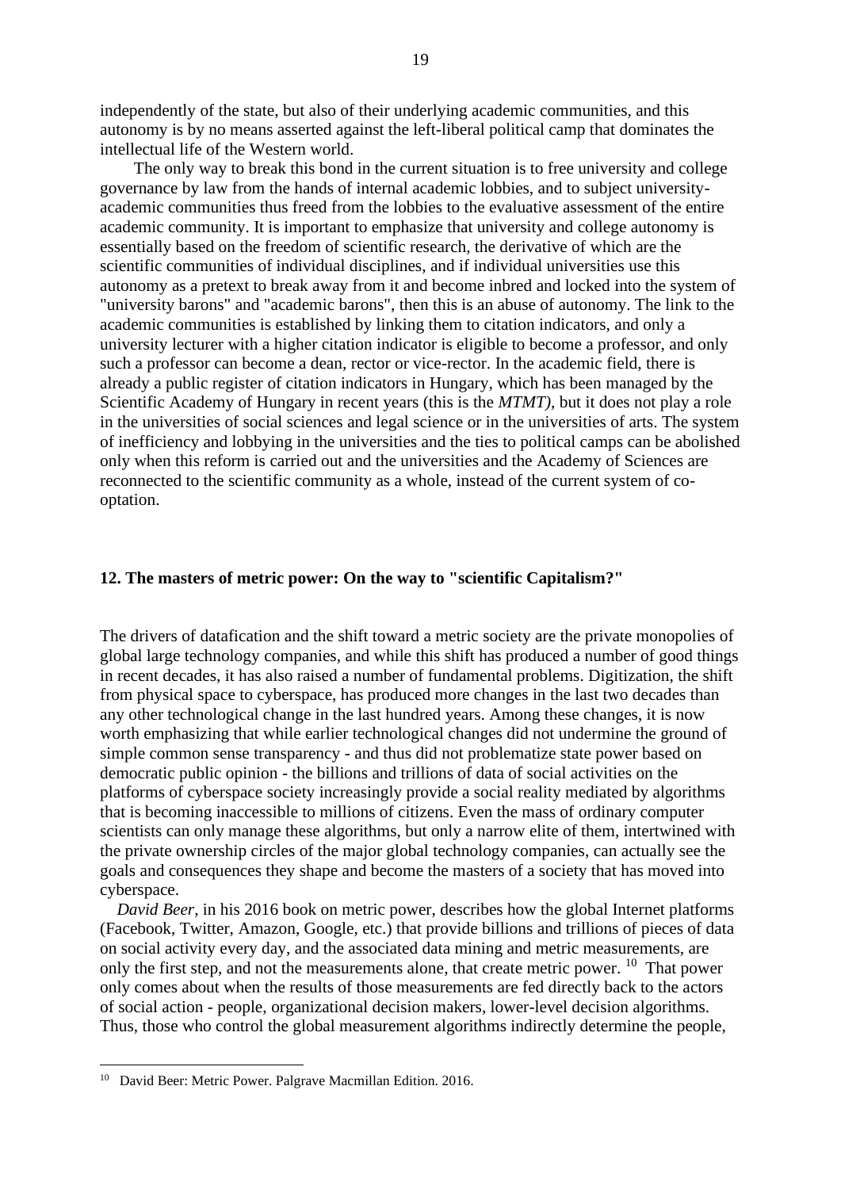independently of the state, but also of their underlying academic communities, and this autonomy is by no means asserted against the left-liberal political camp that dominates the intellectual life of the Western world.

The only way to break this bond in the current situation is to free university and college governance by law from the hands of internal academic lobbies, and to subject university-academic communities thus freed from the lobbies to the evaluative assessment of the entire academic community. It is important to emphasize that university and college autonomy is essentially based on the freedom of scientific research, the derivative of which are the scientific communities of individual disciplines, and if individual universities use this autonomy as a pretext to break away from it and become inbred and locked into the system of "university barons" and "academic barons", then this is an abuse of autonomy. The link to the academic communities is established by linking them to citation indicators, and only a university lecturer with a higher citation indicator is eligible to become a professor, and only such a professor can become a dean, rector or vice-rector. In the academic field, there is already a public register of citation indicators in Hungary, which has been managed by the Scientific Academy of Hungary in recent years (this is the *MTMT)*, but it does not play a role in the universities of social sciences and legal science or in the universities of arts. The system of inefficiency and lobbying in the universities and the ties to political camps can be abolished only when this reform is carried out and the universities and the Academy of Sciences are reconnected to the scientific community as a whole, instead of the current system of co-optation.

## 12. The masters of metric power: On the way to "scientific Capitalism?"

The drivers of datafication and the shift toward a metric society are the private monopolies of global large technology companies, and while this shift has produced a number of good things in recent decades, it has also raised a number of fundamental problems. Digitization, the shift from physical space to cyberspace, has produced more changes in the last two decades than any other technological change in the last hundred years. Among these changes, it is now worth emphasizing that while earlier technological changes did not undermine the ground of simple common sense transparency - and thus did not problematize state power based on democratic public opinion - the billions and trillions of data of social activities on the platforms of cyberspace society increasingly provide a social reality mediated by algorithms that is becoming inaccessible to millions of citizens. Even the mass of ordinary computer scientists can only manage these algorithms, but only a narrow elite of them, intertwined with the private ownership circles of the major global technology companies, can actually see the goals and consequences they shape and become the masters of a society that has moved into cyberspace.

*David Beer*, in his 2016 book on metric power, describes how the global Internet platforms (Facebook, Twitter, Amazon, Google, etc.) that provide billions and trillions of pieces of data on social activity every day, and the associated data mining and metric measurements, are only the first step, and not the measurements alone, that create metric power. [10] That power only comes about when the results of those measurements are fed directly back to the actors of social action - people, organizational decision makers, lower-level decision algorithms. Thus, those who control the global measurement algorithms indirectly determine the people,

---

[10] David Beer: Metric Power. Palgrave Macmillan Edition. 2016.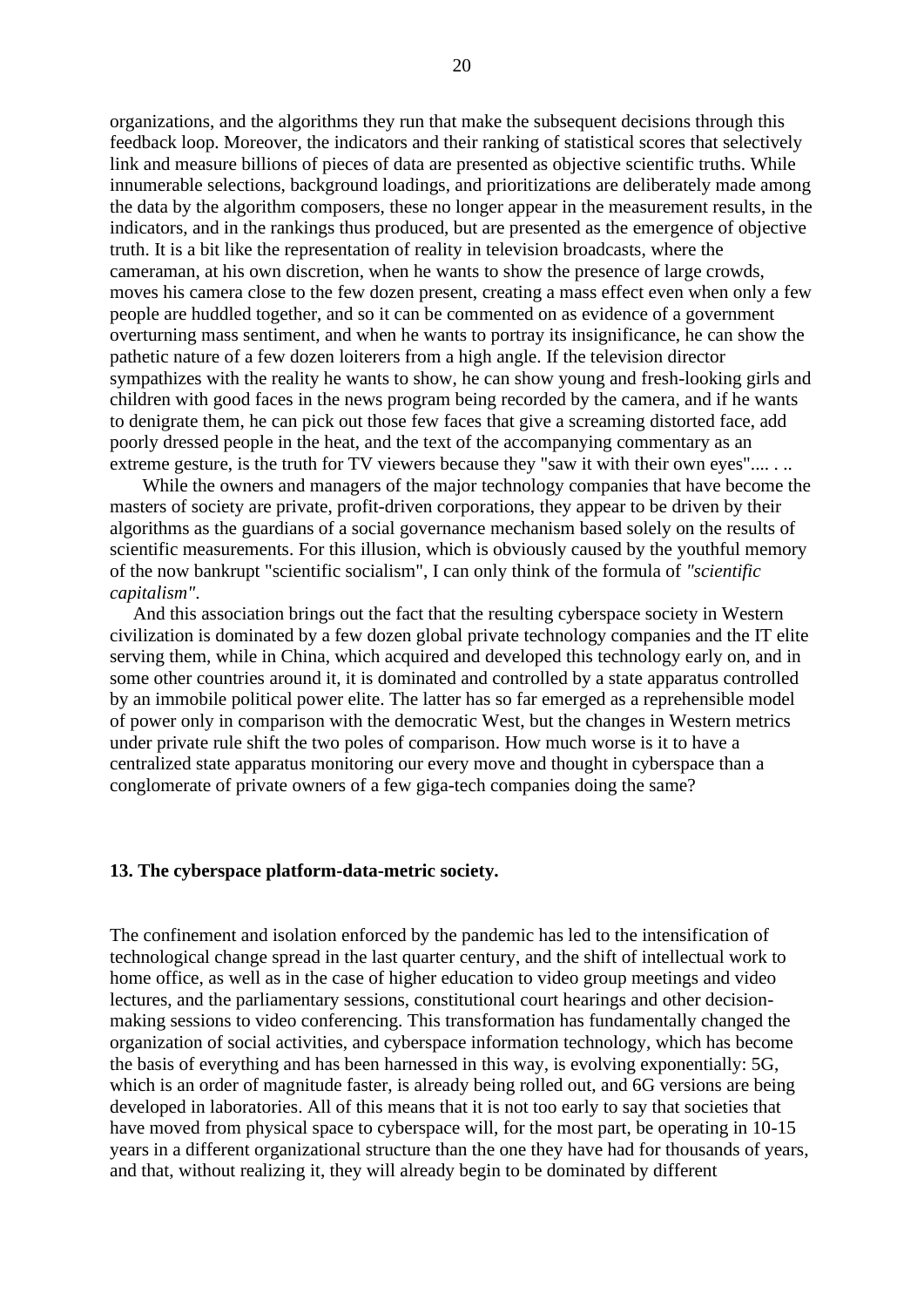organizations, and the algorithms they run that make the subsequent decisions through this feedback loop. Moreover, the indicators and their ranking of statistical scores that selectively link and measure billions of pieces of data are presented as objective scientific truths. While innumerable selections, background loadings, and prioritizations are deliberately made among the data by the algorithm composers, these no longer appear in the measurement results, in the indicators, and in the rankings thus produced, but are presented as the emergence of objective truth. It is a bit like the representation of reality in television broadcasts, where the cameraman, at his own discretion, when he wants to show the presence of large crowds, moves his camera close to the few dozen present, creating a mass effect even when only a few people are huddled together, and so it can be commented on as evidence of a government overturning mass sentiment, and when he wants to portray its insignificance, he can show the pathetic nature of a few dozen loiterers from a high angle. If the television director sympathizes with the reality he wants to show, he can show young and fresh-looking girls and children with good faces in the news program being recorded by the camera, and if he wants to denigrate them, he can pick out those few faces that give a screaming distorted face, add poorly dressed people in the heat, and the text of the accompanying commentary as an extreme gesture, is the truth for TV viewers because they "saw it with their own eyes".... . ..

While the owners and managers of the major technology companies that have become the masters of society are private, profit-driven corporations, they appear to be driven by their algorithms as the guardians of a social governance mechanism based solely on the results of scientific measurements. For this illusion, which is obviously caused by the youthful memory of the now bankrupt "scientific socialism", I can only think of the formula of *"scientific capitalism"*.

And this association brings out the fact that the resulting cyberspace society in Western civilization is dominated by a few dozen global private technology companies and the IT elite serving them, while in China, which acquired and developed this technology early on, and in some other countries around it, it is dominated and controlled by a state apparatus controlled by an immobile political power elite. The latter has so far emerged as a reprehensible model of power only in comparison with the democratic West, but the changes in Western metrics under private rule shift the two poles of comparison. How much worse is it to have a centralized state apparatus monitoring our every move and thought in cyberspace than a conglomerate of private owners of a few giga-tech companies doing the same?

## 13. The cyberspace platform-data-metric society.

The confinement and isolation enforced by the pandemic has led to the intensification of technological change spread in the last quarter century, and the shift of intellectual work to home office, as well as in the case of higher education to video group meetings and video lectures, and the parliamentary sessions, constitutional court hearings and other decision-making sessions to video conferencing. This transformation has fundamentally changed the organization of social activities, and cyberspace information technology, which has become the basis of everything and has been harnessed in this way, is evolving exponentially: 5G, which is an order of magnitude faster, is already being rolled out, and 6G versions are being developed in laboratories. All of this means that it is not too early to say that societies that have moved from physical space to cyberspace will, for the most part, be operating in 10-15 years in a different organizational structure than the one they have had for thousands of years, and that, without realizing it, they will already begin to be dominated by different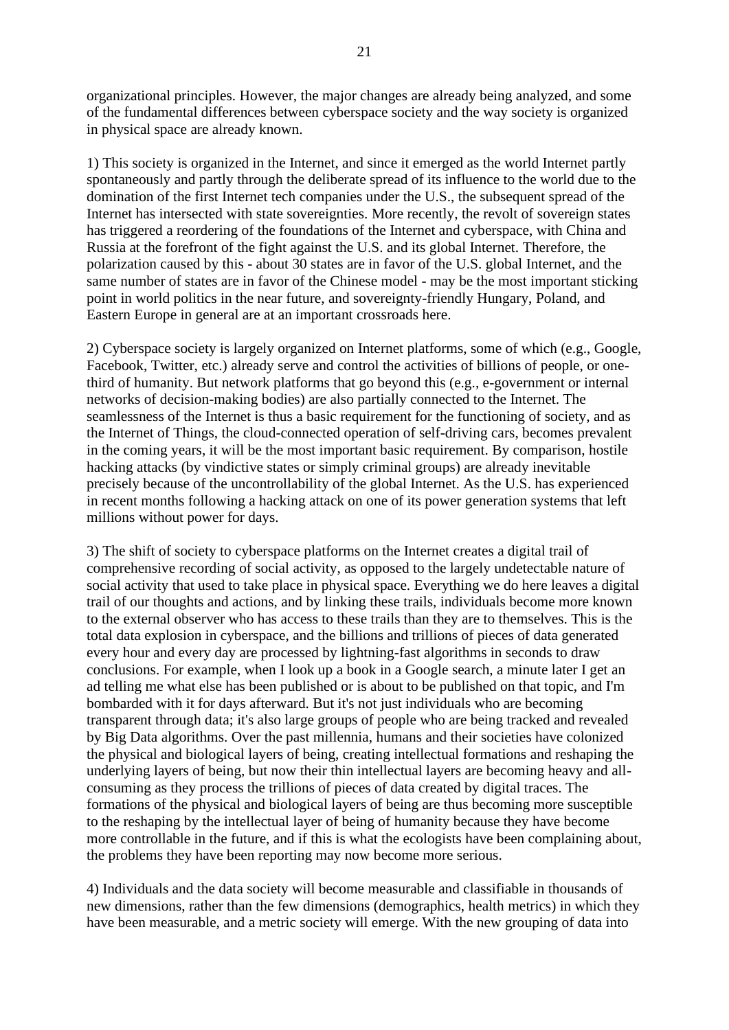organizational principles. However, the major changes are already being analyzed, and some of the fundamental differences between cyberspace society and the way society is organized in physical space are already known.

1) This society is organized in the Internet, and since it emerged as the world Internet partly spontaneously and partly through the deliberate spread of its influence to the world due to the domination of the first Internet tech companies under the U.S., the subsequent spread of the Internet has intersected with state sovereignties. More recently, the revolt of sovereign states has triggered a reordering of the foundations of the Internet and cyberspace, with China and Russia at the forefront of the fight against the U.S. and its global Internet. Therefore, the polarization caused by this - about 30 states are in favor of the U.S. global Internet, and the same number of states are in favor of the Chinese model - may be the most important sticking point in world politics in the near future, and sovereignty-friendly Hungary, Poland, and Eastern Europe in general are at an important crossroads here.

2) Cyberspace society is largely organized on Internet platforms, some of which (e.g., Google, Facebook, Twitter, etc.) already serve and control the activities of billions of people, or one-third of humanity. But network platforms that go beyond this (e.g., e-government or internal networks of decision-making bodies) are also partially connected to the Internet. The seamlessness of the Internet is thus a basic requirement for the functioning of society, and as the Internet of Things, the cloud-connected operation of self-driving cars, becomes prevalent in the coming years, it will be the most important basic requirement. By comparison, hostile hacking attacks (by vindictive states or simply criminal groups) are already inevitable precisely because of the uncontrollability of the global Internet. As the U.S. has experienced in recent months following a hacking attack on one of its power generation systems that left millions without power for days.

3) The shift of society to cyberspace platforms on the Internet creates a digital trail of comprehensive recording of social activity, as opposed to the largely undetectable nature of social activity that used to take place in physical space. Everything we do here leaves a digital trail of our thoughts and actions, and by linking these trails, individuals become more known to the external observer who has access to these trails than they are to themselves. This is the total data explosion in cyberspace, and the billions and trillions of pieces of data generated every hour and every day are processed by lightning-fast algorithms in seconds to draw conclusions. For example, when I look up a book in a Google search, a minute later I get an ad telling me what else has been published or is about to be published on that topic, and I'm bombarded with it for days afterward. But it's not just individuals who are becoming transparent through data; it's also large groups of people who are being tracked and revealed by Big Data algorithms. Over the past millennia, humans and their societies have colonized the physical and biological layers of being, creating intellectual formations and reshaping the underlying layers of being, but now their thin intellectual layers are becoming heavy and all-consuming as they process the trillions of pieces of data created by digital traces. The formations of the physical and biological layers of being are thus becoming more susceptible to the reshaping by the intellectual layer of being of humanity because they have become more controllable in the future, and if this is what the ecologists have been complaining about, the problems they have been reporting may now become more serious.

4) Individuals and the data society will become measurable and classifiable in thousands of new dimensions, rather than the few dimensions (demographics, health metrics) in which they have been measurable, and a metric society will emerge. With the new grouping of data into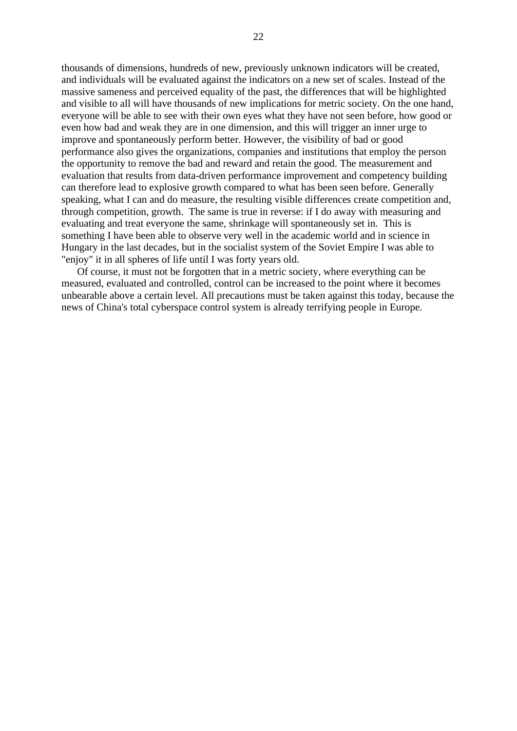thousands of dimensions, hundreds of new, previously unknown indicators will be created, and individuals will be evaluated against the indicators on a new set of scales. Instead of the massive sameness and perceived equality of the past, the differences that will be highlighted and visible to all will have thousands of new implications for metric society. On the one hand, everyone will be able to see with their own eyes what they have not seen before, how good or even how bad and weak they are in one dimension, and this will trigger an inner urge to improve and spontaneously perform better. However, the visibility of bad or good performance also gives the organizations, companies and institutions that employ the person the opportunity to remove the bad and reward and retain the good. The measurement and evaluation that results from data-driven performance improvement and competency building can therefore lead to explosive growth compared to what has been seen before. Generally speaking, what I can and do measure, the resulting visible differences create competition and, through competition, growth. The same is true in reverse: if I do away with measuring and evaluating and treat everyone the same, shrinkage will spontaneously set in. This is something I have been able to observe very well in the academic world and in science in Hungary in the last decades, but in the socialist system of the Soviet Empire I was able to "enjoy" it in all spheres of life until I was forty years old.

Of course, it must not be forgotten that in a metric society, where everything can be measured, evaluated and controlled, control can be increased to the point where it becomes unbearable above a certain level. All precautions must be taken against this today, because the news of China's total cyberspace control system is already terrifying people in Europe.